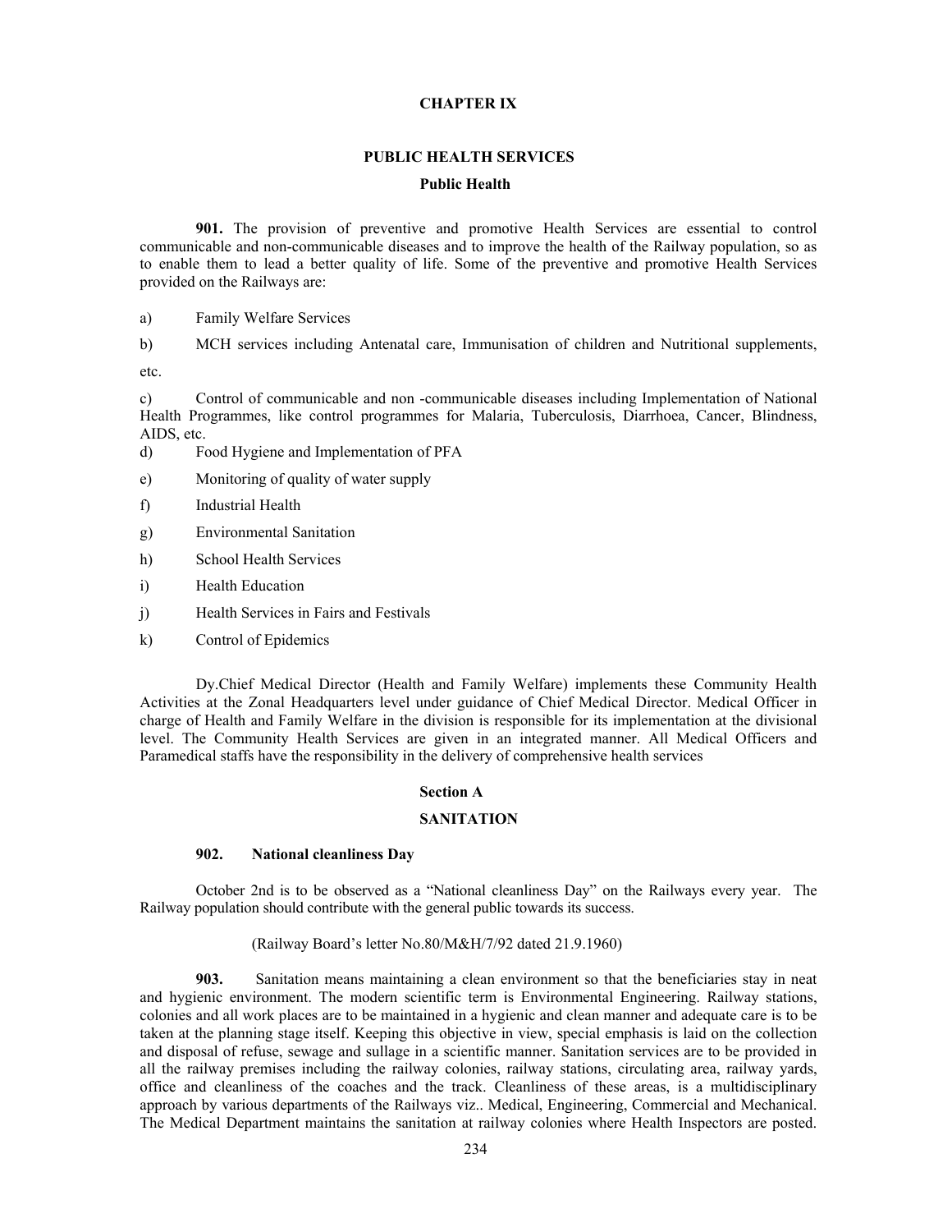# CHAPTER IX

## PUBLIC HEALTH SERVICES

### Public Health

**901.** The provision of preventive and promotive Health Services are essential to control communicable and non-communicable diseases and to improve the health of the Railway population, so as to enable them to lead a better quality of life. Some of the preventive and promotive Health Services provided on the Railways are:

a) Family Welfare Services

b) MCH services including Antenatal care, Immunisation of children and Nutritional supplements, etc.

c) Control of communicable and non -communicable diseases including Implementation of National Health Programmes, like control programmes for Malaria, Tuberculosis, Diarrhoea, Cancer, Blindness, AIDS, etc.

d) Food Hygiene and Implementation of PFA

e) Monitoring of quality of water supply

f) Industrial Health

g) Environmental Sanitation

h) School Health Services

i) Health Education

j) Health Services in Fairs and Festivals

k) Control of Epidemics

Dy.Chief Medical Director (Health and Family Welfare) implements these Community Health Activities at the Zonal Headquarters level under guidance of Chief Medical Director. Medical Officer in charge of Health and Family Welfare in the division is responsible for its implementation at the divisional level. The Community Health Services are given in an integrated manner. All Medical Officers and Paramedical staffs have the responsibility in the delivery of comprehensive health services

## Section A

## SANITATION

**902. National cleanliness Day**

October 2nd is to be observed as a "National cleanliness Day" on the Railways every year. The Railway population should contribute with the general public towards its success.

(Railway Board's letter No.80/M&H/7/92 dated 21.9.1960)

**903.** Sanitation means maintaining a clean environment so that the beneficiaries stay in neat and hygienic environment. The modern scientific term is Environmental Engineering. Railway stations, colonies and all work places are to be maintained in a hygienic and clean manner and adequate care is to be taken at the planning stage itself. Keeping this objective in view, special emphasis is laid on the collection and disposal of refuse, sewage and sullage in a scientific manner. Sanitation services are to be provided in all the railway premises including the railway colonies, railway stations, circulating area, railway yards, office and cleanliness of the coaches and the track. Cleanliness of these areas, is a multidisciplinary approach by various departments of the Railways viz.. Medical, Engineering, Commercial and Mechanical. The Medical Department maintains the sanitation at railway colonies where Health Inspectors are posted.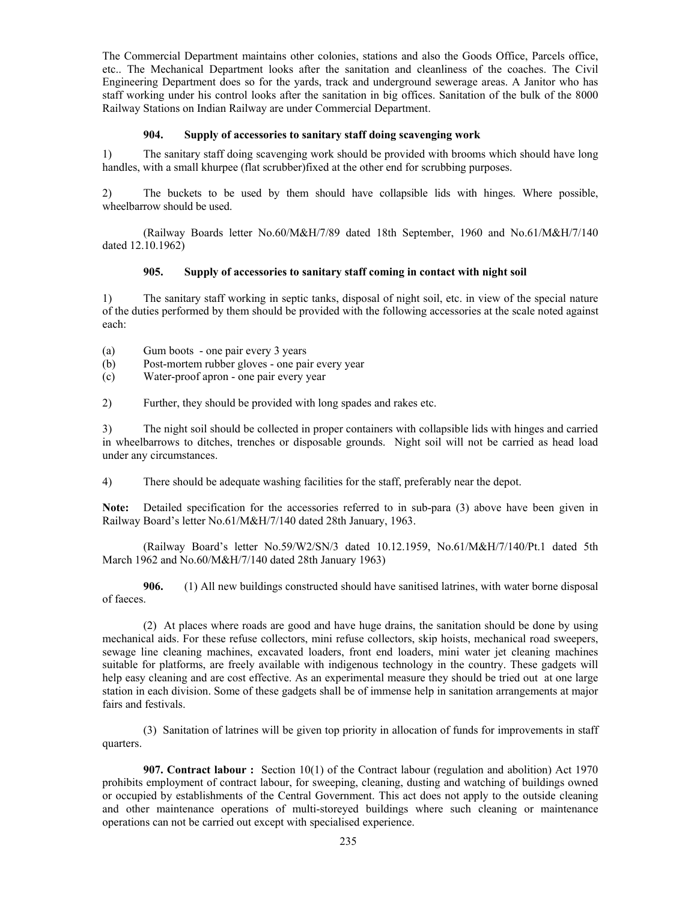The Commercial Department maintains other colonies, stations and also the Goods Office, Parcels office, etc.. The Mechanical Department looks after the sanitation and cleanliness of the coaches. The Civil Engineering Department does so for the yards, track and underground sewerage areas. A Janitor who has staff working under his control looks after the sanitation in big offices. Sanitation of the bulk of the 8000 Railway Stations on Indian Railway are under Commercial Department.

**904. Supply of accessories to sanitary staff doing scavenging work**

1) The sanitary staff doing scavenging work should be provided with brooms which should have long handles, with a small khurpee (flat scrubber)fixed at the other end for scrubbing purposes.

2) The buckets to be used by them should have collapsible lids with hinges. Where possible, wheelbarrow should be used.

(Railway Boards letter No.60/M&H/7/89 dated 18th September, 1960 and No.61/M&H/7/140 dated 12.10.1962)

**905. Supply of accessories to sanitary staff coming in contact with night soil**

1) The sanitary staff working in septic tanks, disposal of night soil, etc. in view of the special nature of the duties performed by them should be provided with the following accessories at the scale noted against each:

(a) Gum boots - one pair every 3 years
(b) Post-mortem rubber gloves - one pair every year
(c) Water-proof apron - one pair every year

2) Further, they should be provided with long spades and rakes etc.

3) The night soil should be collected in proper containers with collapsible lids with hinges and carried in wheelbarrows to ditches, trenches or disposable grounds. Night soil will not be carried as head load under any circumstances.

4) There should be adequate washing facilities for the staff, preferably near the depot.

**Note:** Detailed specification for the accessories referred to in sub-para (3) above have been given in Railway Board's letter No.61/M&H/7/140 dated 28th January, 1963.

(Railway Board's letter No.59/W2/SN/3 dated 10.12.1959, No.61/M&H/7/140/Pt.1 dated 5th March 1962 and No.60/M&H/7/140 dated 28th January 1963)

**906.** (1) All new buildings constructed should have sanitised latrines, with water borne disposal of faeces.

(2) At places where roads are good and have huge drains, the sanitation should be done by using mechanical aids. For these refuse collectors, mini refuse collectors, skip hoists, mechanical road sweepers, sewage line cleaning machines, excavated loaders, front end loaders, mini water jet cleaning machines suitable for platforms, are freely available with indigenous technology in the country. These gadgets will help easy cleaning and are cost effective. As an experimental measure they should be tried out at one large station in each division. Some of these gadgets shall be of immense help in sanitation arrangements at major fairs and festivals.

(3) Sanitation of latrines will be given top priority in allocation of funds for improvements in staff quarters.

**907. Contract labour :** Section 10(1) of the Contract labour (regulation and abolition) Act 1970 prohibits employment of contract labour, for sweeping, cleaning, dusting and watching of buildings owned or occupied by establishments of the Central Government. This act does not apply to the outside cleaning and other maintenance operations of multi-storeyed buildings where such cleaning or maintenance operations can not be carried out except with specialised experience.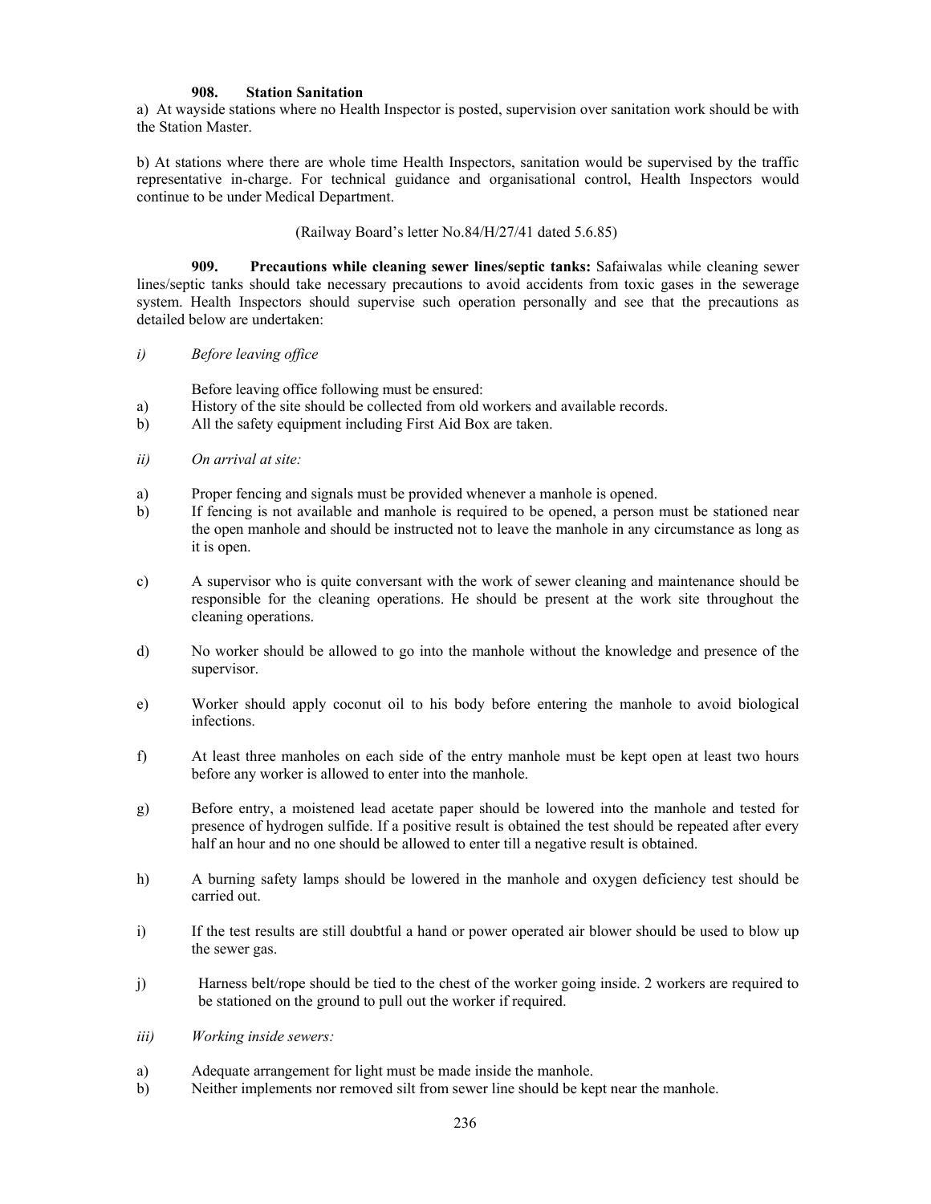**908. Station Sanitation**

a) At wayside stations where no Health Inspector is posted, supervision over sanitation work should be with the Station Master.

b) At stations where there are whole time Health Inspectors, sanitation would be supervised by the traffic representative in-charge. For technical guidance and organisational control, Health Inspectors would continue to be under Medical Department.

(Railway Board's letter No.84/H/27/41 dated 5.6.85)

**909. Precautions while cleaning sewer lines/septic tanks:** Safaiwalas while cleaning sewer lines/septic tanks should take necessary precautions to avoid accidents from toxic gases in the sewerage system. Health Inspectors should supervise such operation personally and see that the precautions as detailed below are undertaken:

*i) Before leaving office*

Before leaving office following must be ensured:

a) History of the site should be collected from old workers and available records.

b) All the safety equipment including First Aid Box are taken.

*ii) On arrival at site:*

a) Proper fencing and signals must be provided whenever a manhole is opened.

b) If fencing is not available and manhole is required to be opened, a person must be stationed near the open manhole and should be instructed not to leave the manhole in any circumstance as long as it is open.

c) A supervisor who is quite conversant with the work of sewer cleaning and maintenance should be responsible for the cleaning operations. He should be present at the work site throughout the cleaning operations.

d) No worker should be allowed to go into the manhole without the knowledge and presence of the supervisor.

e) Worker should apply coconut oil to his body before entering the manhole to avoid biological infections.

f) At least three manholes on each side of the entry manhole must be kept open at least two hours before any worker is allowed to enter into the manhole.

g) Before entry, a moistened lead acetate paper should be lowered into the manhole and tested for presence of hydrogen sulfide. If a positive result is obtained the test should be repeated after every half an hour and no one should be allowed to enter till a negative result is obtained.

h) A burning safety lamps should be lowered in the manhole and oxygen deficiency test should be carried out.

i) If the test results are still doubtful a hand or power operated air blower should be used to blow up the sewer gas.

j) Harness belt/rope should be tied to the chest of the worker going inside. 2 workers are required to be stationed on the ground to pull out the worker if required.

*iii) Working inside sewers:*

a) Adequate arrangement for light must be made inside the manhole.

b) Neither implements nor removed silt from sewer line should be kept near the manhole.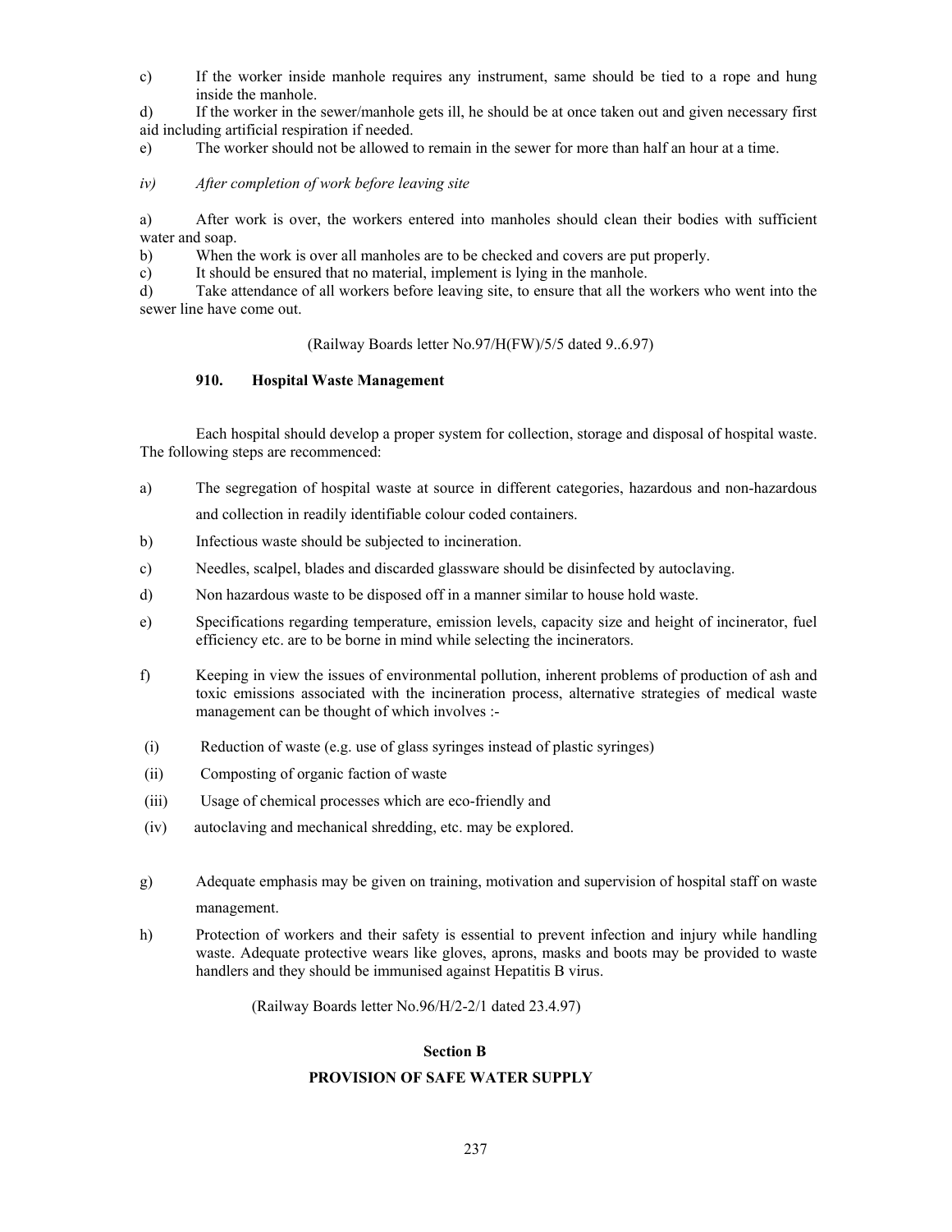c) If the worker inside manhole requires any instrument, same should be tied to a rope and hung inside the manhole.

d) If the worker in the sewer/manhole gets ill, he should be at once taken out and given necessary first aid including artificial respiration if needed.

e) The worker should not be allowed to remain in the sewer for more than half an hour at a time.

*iv) After completion of work before leaving site*

a) After work is over, the workers entered into manholes should clean their bodies with sufficient water and soap.

b) When the work is over all manholes are to be checked and covers are put properly.

c) It should be ensured that no material, implement is lying in the manhole.

d) Take attendance of all workers before leaving site, to ensure that all the workers who went into the sewer line have come out.

(Railway Boards letter No.97/H(FW)/5/5 dated 9..6.97)

### 910. Hospital Waste Management

Each hospital should develop a proper system for collection, storage and disposal of hospital waste. The following steps are recommenced:

a) The segregation of hospital waste at source in different categories, hazardous and non-hazardous and collection in readily identifiable colour coded containers.

b) Infectious waste should be subjected to incineration.

c) Needles, scalpel, blades and discarded glassware should be disinfected by autoclaving.

d) Non hazardous waste to be disposed off in a manner similar to house hold waste.

e) Specifications regarding temperature, emission levels, capacity size and height of incinerator, fuel efficiency etc. are to be borne in mind while selecting the incinerators.

f) Keeping in view the issues of environmental pollution, inherent problems of production of ash and toxic emissions associated with the incineration process, alternative strategies of medical waste management can be thought of which involves :-

(i) Reduction of waste (e.g. use of glass syringes instead of plastic syringes)

(ii) Composting of organic faction of waste

(iii) Usage of chemical processes which are eco-friendly and

(iv) autoclaving and mechanical shredding, etc. may be explored.

g) Adequate emphasis may be given on training, motivation and supervision of hospital staff on waste management.

h) Protection of workers and their safety is essential to prevent infection and injury while handling waste. Adequate protective wears like gloves, aprons, masks and boots may be provided to waste handlers and they should be immunised against Hepatitis B virus.

(Railway Boards letter No.96/H/2-2/1 dated 23.4.97)

## Section B

## PROVISION OF SAFE WATER SUPPLY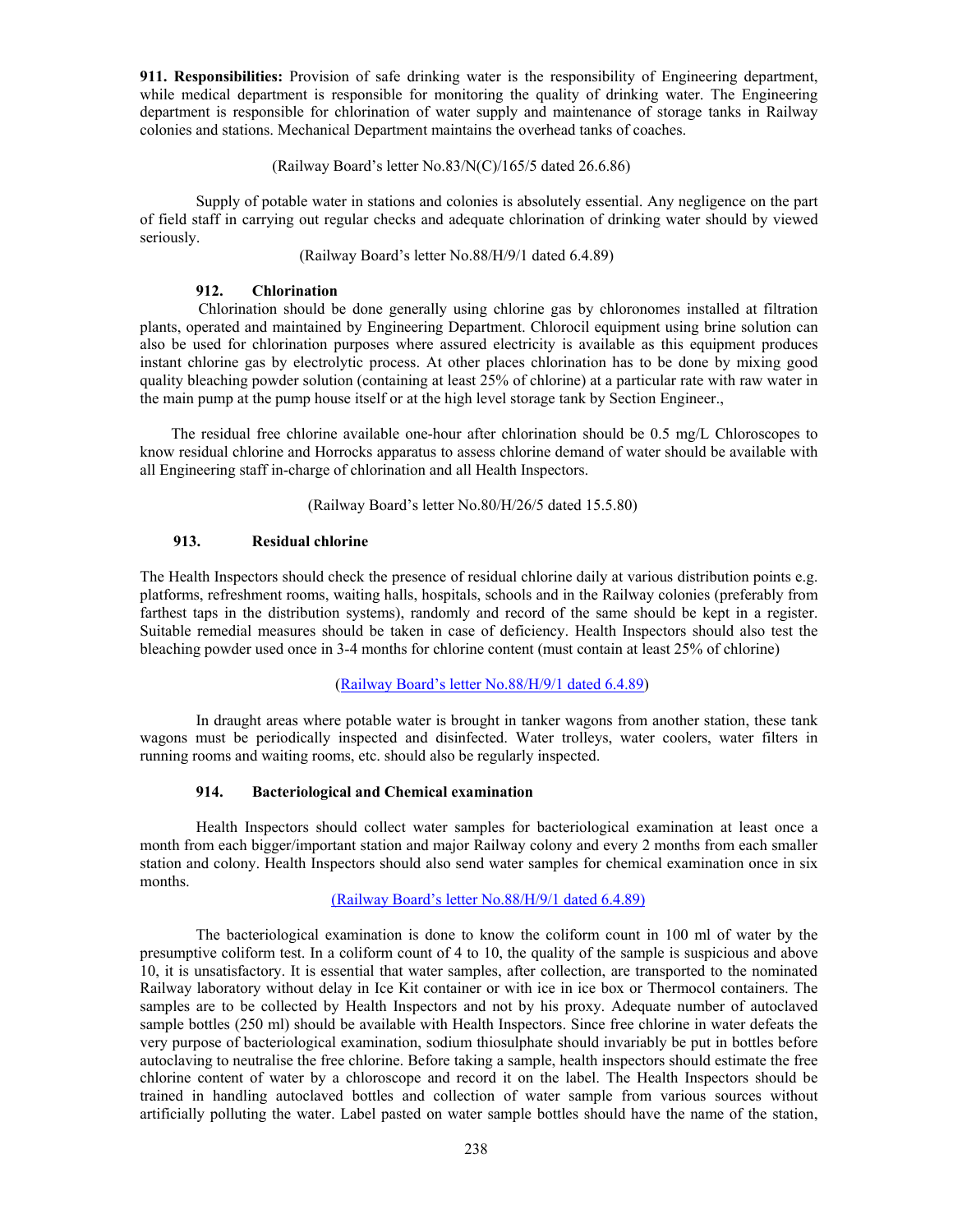**911. Responsibilities:** Provision of safe drinking water is the responsibility of Engineering department, while medical department is responsible for monitoring the quality of drinking water. The Engineering department is responsible for chlorination of water supply and maintenance of storage tanks in Railway colonies and stations. Mechanical Department maintains the overhead tanks of coaches.

(Railway Board's letter No.83/N(C)/165/5 dated 26.6.86)

Supply of potable water in stations and colonies is absolutely essential. Any negligence on the part of field staff in carrying out regular checks and adequate chlorination of drinking water should by viewed seriously.

(Railway Board's letter No.88/H/9/1 dated 6.4.89)

**912. Chlorination**

Chlorination should be done generally using chlorine gas by chloronomes installed at filtration plants, operated and maintained by Engineering Department. Chlorocil equipment using brine solution can also be used for chlorination purposes where assured electricity is available as this equipment produces instant chlorine gas by electrolytic process. At other places chlorination has to be done by mixing good quality bleaching powder solution (containing at least 25% of chlorine) at a particular rate with raw water in the main pump at the pump house itself or at the high level storage tank by Section Engineer.,

The residual free chlorine available one-hour after chlorination should be 0.5 mg/L Chloroscopes to know residual chlorine and Horrocks apparatus to assess chlorine demand of water should be available with all Engineering staff in-charge of chlorination and all Health Inspectors.

(Railway Board's letter No.80/H/26/5 dated 15.5.80)

**913. Residual chlorine**

The Health Inspectors should check the presence of residual chlorine daily at various distribution points e.g. platforms, refreshment rooms, waiting halls, hospitals, schools and in the Railway colonies (preferably from farthest taps in the distribution systems), randomly and record of the same should be kept in a register. Suitable remedial measures should be taken in case of deficiency. Health Inspectors should also test the bleaching powder used once in 3-4 months for chlorine content (must contain at least 25% of chlorine)

(Railway Board's letter No.88/H/9/1 dated 6.4.89)

In draught areas where potable water is brought in tanker wagons from another station, these tank wagons must be periodically inspected and disinfected. Water trolleys, water coolers, water filters in running rooms and waiting rooms, etc. should also be regularly inspected.

**914. Bacteriological and Chemical examination**

Health Inspectors should collect water samples for bacteriological examination at least once a month from each bigger/important station and major Railway colony and every 2 months from each smaller station and colony. Health Inspectors should also send water samples for chemical examination once in six months.

(Railway Board's letter No.88/H/9/1 dated 6.4.89)

The bacteriological examination is done to know the coliform count in 100 ml of water by the presumptive coliform test. In a coliform count of 4 to 10, the quality of the sample is suspicious and above 10, it is unsatisfactory. It is essential that water samples, after collection, are transported to the nominated Railway laboratory without delay in Ice Kit container or with ice in ice box or Thermocol containers. The samples are to be collected by Health Inspectors and not by his proxy. Adequate number of autoclaved sample bottles (250 ml) should be available with Health Inspectors. Since free chlorine in water defeats the very purpose of bacteriological examination, sodium thiosulphate should invariably be put in bottles before autoclaving to neutralise the free chlorine. Before taking a sample, health inspectors should estimate the free chlorine content of water by a chloroscope and record it on the label. The Health Inspectors should be trained in handling autoclaved bottles and collection of water sample from various sources without artificially polluting the water. Label pasted on water sample bottles should have the name of the station,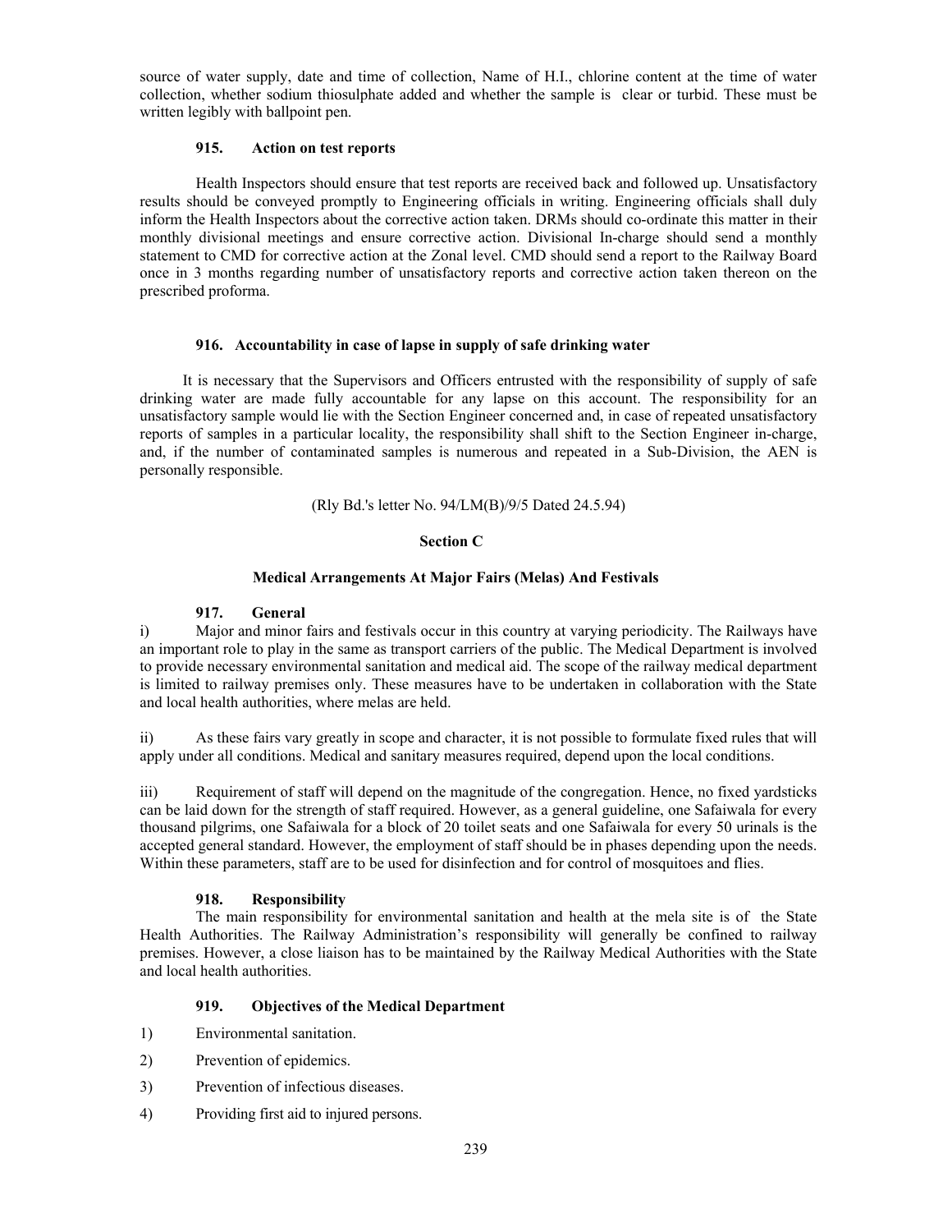source of water supply, date and time of collection, Name of H.I., chlorine content at the time of water collection, whether sodium thiosulphate added and whether the sample is clear or turbid. These must be written legibly with ballpoint pen.

### 915. Action on test reports

Health Inspectors should ensure that test reports are received back and followed up. Unsatisfactory results should be conveyed promptly to Engineering officials in writing. Engineering officials shall duly inform the Health Inspectors about the corrective action taken. DRMs should co-ordinate this matter in their monthly divisional meetings and ensure corrective action. Divisional In-charge should send a monthly statement to CMD for corrective action at the Zonal level. CMD should send a report to the Railway Board once in 3 months regarding number of unsatisfactory reports and corrective action taken thereon on the prescribed proforma.

### 916. Accountability in case of lapse in supply of safe drinking water

It is necessary that the Supervisors and Officers entrusted with the responsibility of supply of safe drinking water are made fully accountable for any lapse on this account. The responsibility for an unsatisfactory sample would lie with the Section Engineer concerned and, in case of repeated unsatisfactory reports of samples in a particular locality, the responsibility shall shift to the Section Engineer in-charge, and, if the number of contaminated samples is numerous and repeated in a Sub-Division, the AEN is personally responsible.

(Rly Bd.'s letter No. 94/LM(B)/9/5 Dated 24.5.94)

## Section C

## Medical Arrangements At Major Fairs (Melas) And Festivals

### 917. General

i) Major and minor fairs and festivals occur in this country at varying periodicity. The Railways have an important role to play in the same as transport carriers of the public. The Medical Department is involved to provide necessary environmental sanitation and medical aid. The scope of the railway medical department is limited to railway premises only. These measures have to be undertaken in collaboration with the State and local health authorities, where melas are held.

ii) As these fairs vary greatly in scope and character, it is not possible to formulate fixed rules that will apply under all conditions. Medical and sanitary measures required, depend upon the local conditions.

iii) Requirement of staff will depend on the magnitude of the congregation. Hence, no fixed yardsticks can be laid down for the strength of staff required. However, as a general guideline, one Safaiwala for every thousand pilgrims, one Safaiwala for a block of 20 toilet seats and one Safaiwala for every 50 urinals is the accepted general standard. However, the employment of staff should be in phases depending upon the needs. Within these parameters, staff are to be used for disinfection and for control of mosquitoes and flies.

### 918. Responsibility

The main responsibility for environmental sanitation and health at the mela site is of the State Health Authorities. The Railway Administration's responsibility will generally be confined to railway premises. However, a close liaison has to be maintained by the Railway Medical Authorities with the State and local health authorities.

### 919. Objectives of the Medical Department

1) Environmental sanitation.
2) Prevention of epidemics.
3) Prevention of infectious diseases.
4) Providing first aid to injured persons.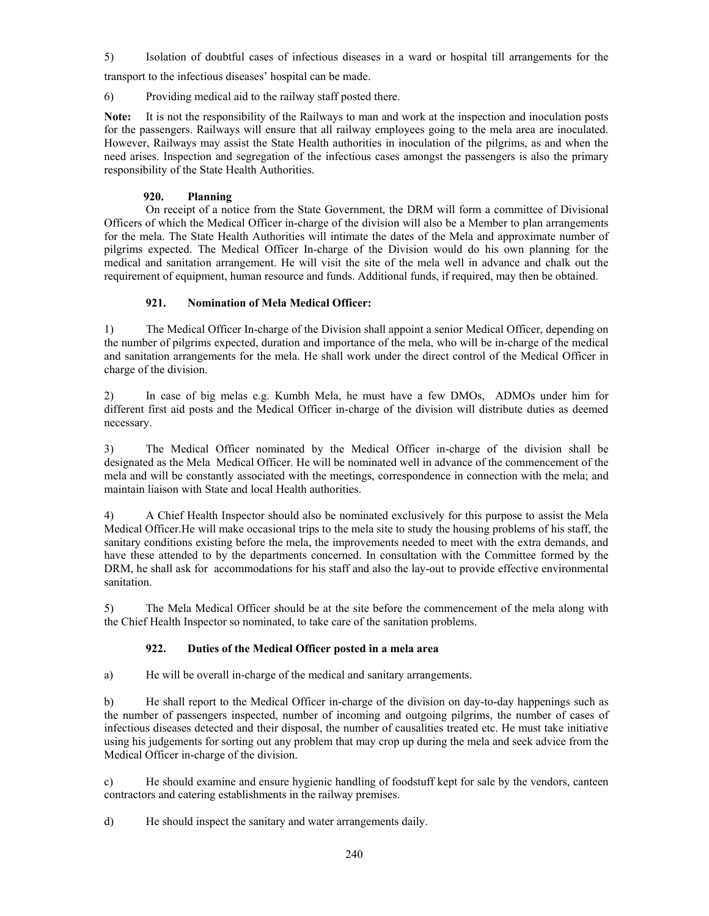5) Isolation of doubtful cases of infectious diseases in a ward or hospital till arrangements for the transport to the infectious diseases' hospital can be made.

6) Providing medical aid to the railway staff posted there.

**Note:** It is not the responsibility of the Railways to man and work at the inspection and inoculation posts for the passengers. Railways will ensure that all railway employees going to the mela area are inoculated. However, Railways may assist the State Health authorities in inoculation of the pilgrims, as and when the need arises. Inspection and segregation of the infectious cases amongst the passengers is also the primary responsibility of the State Health Authorities.

### 920. Planning

On receipt of a notice from the State Government, the DRM will form a committee of Divisional Officers of which the Medical Officer in-charge of the division will also be a Member to plan arrangements for the mela. The State Health Authorities will intimate the dates of the Mela and approximate number of pilgrims expected. The Medical Officer In-charge of the Division would do his own planning for the medical and sanitation arrangement. He will visit the site of the mela well in advance and chalk out the requirement of equipment, human resource and funds. Additional funds, if required, may then be obtained.

### 921. Nomination of Mela Medical Officer:

1) The Medical Officer In-charge of the Division shall appoint a senior Medical Officer, depending on the number of pilgrims expected, duration and importance of the mela, who will be in-charge of the medical and sanitation arrangements for the mela. He shall work under the direct control of the Medical Officer in charge of the division.

2) In case of big melas e.g. Kumbh Mela, he must have a few DMOs, ADMOs under him for different first aid posts and the Medical Officer in-charge of the division will distribute duties as deemed necessary.

3) The Medical Officer nominated by the Medical Officer in-charge of the division shall be designated as the Mela Medical Officer. He will be nominated well in advance of the commencement of the mela and will be constantly associated with the meetings, correspondence in connection with the mela; and maintain liaison with State and local Health authorities.

4) A Chief Health Inspector should also be nominated exclusively for this purpose to assist the Mela Medical Officer.He will make occasional trips to the mela site to study the housing problems of his staff, the sanitary conditions existing before the mela, the improvements needed to meet with the extra demands, and have these attended to by the departments concerned. In consultation with the Committee formed by the DRM, he shall ask for accommodations for his staff and also the lay-out to provide effective environmental sanitation.

5) The Mela Medical Officer should be at the site before the commencement of the mela along with the Chief Health Inspector so nominated, to take care of the sanitation problems.

### 922. Duties of the Medical Officer posted in a mela area

a) He will be overall in-charge of the medical and sanitary arrangements.

b) He shall report to the Medical Officer in-charge of the division on day-to-day happenings such as the number of passengers inspected, number of incoming and outgoing pilgrims, the number of cases of infectious diseases detected and their disposal, the number of causalities treated etc. He must take initiative using his judgements for sorting out any problem that may crop up during the mela and seek advice from the Medical Officer in-charge of the division.

c) He should examine and ensure hygienic handling of foodstuff kept for sale by the vendors, canteen contractors and catering establishments in the railway premises.

d) He should inspect the sanitary and water arrangements daily.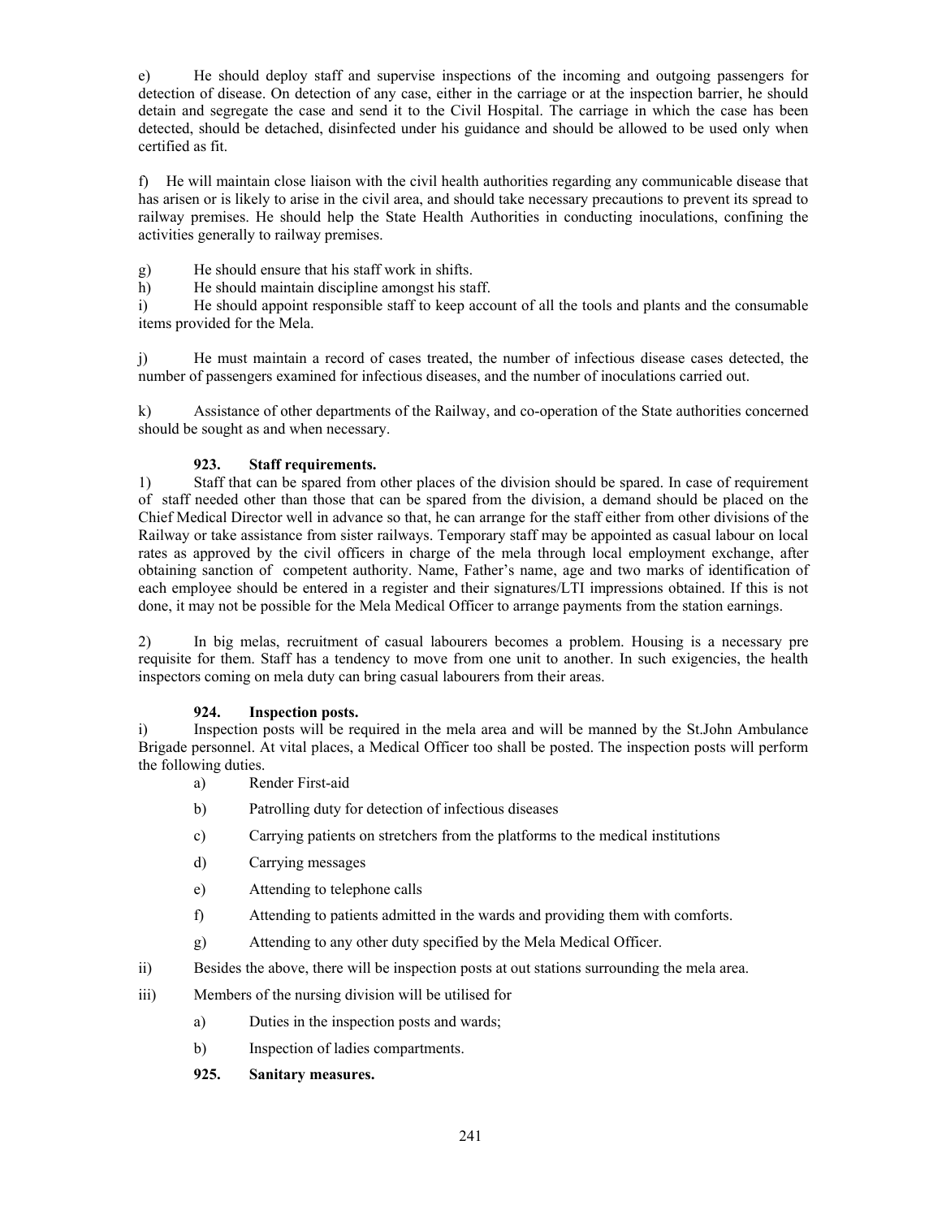e) He should deploy staff and supervise inspections of the incoming and outgoing passengers for detection of disease. On detection of any case, either in the carriage or at the inspection barrier, he should detain and segregate the case and send it to the Civil Hospital. The carriage in which the case has been detected, should be detached, disinfected under his guidance and should be allowed to be used only when certified as fit.

f) He will maintain close liaison with the civil health authorities regarding any communicable disease that has arisen or is likely to arise in the civil area, and should take necessary precautions to prevent its spread to railway premises. He should help the State Health Authorities in conducting inoculations, confining the activities generally to railway premises.

g) He should ensure that his staff work in shifts.

h) He should maintain discipline amongst his staff.

i) He should appoint responsible staff to keep account of all the tools and plants and the consumable items provided for the Mela.

j) He must maintain a record of cases treated, the number of infectious disease cases detected, the number of passengers examined for infectious diseases, and the number of inoculations carried out.

k) Assistance of other departments of the Railway, and co-operation of the State authorities concerned should be sought as and when necessary.

**923. Staff requirements.**

1) Staff that can be spared from other places of the division should be spared. In case of requirement of staff needed other than those that can be spared from the division, a demand should be placed on the Chief Medical Director well in advance so that, he can arrange for the staff either from other divisions of the Railway or take assistance from sister railways. Temporary staff may be appointed as casual labour on local rates as approved by the civil officers in charge of the mela through local employment exchange, after obtaining sanction of competent authority. Name, Father's name, age and two marks of identification of each employee should be entered in a register and their signatures/LTI impressions obtained. If this is not done, it may not be possible for the Mela Medical Officer to arrange payments from the station earnings.

2) In big melas, recruitment of casual labourers becomes a problem. Housing is a necessary pre requisite for them. Staff has a tendency to move from one unit to another. In such exigencies, the health inspectors coming on mela duty can bring casual labourers from their areas.

**924. Inspection posts.**

i) Inspection posts will be required in the mela area and will be manned by the St.John Ambulance Brigade personnel. At vital places, a Medical Officer too shall be posted. The inspection posts will perform the following duties.

a) Render First-aid

b) Patrolling duty for detection of infectious diseases

c) Carrying patients on stretchers from the platforms to the medical institutions

d) Carrying messages

e) Attending to telephone calls

f) Attending to patients admitted in the wards and providing them with comforts.

g) Attending to any other duty specified by the Mela Medical Officer.

ii) Besides the above, there will be inspection posts at out stations surrounding the mela area.

iii) Members of the nursing division will be utilised for

a) Duties in the inspection posts and wards;

b) Inspection of ladies compartments.

**925. Sanitary measures.**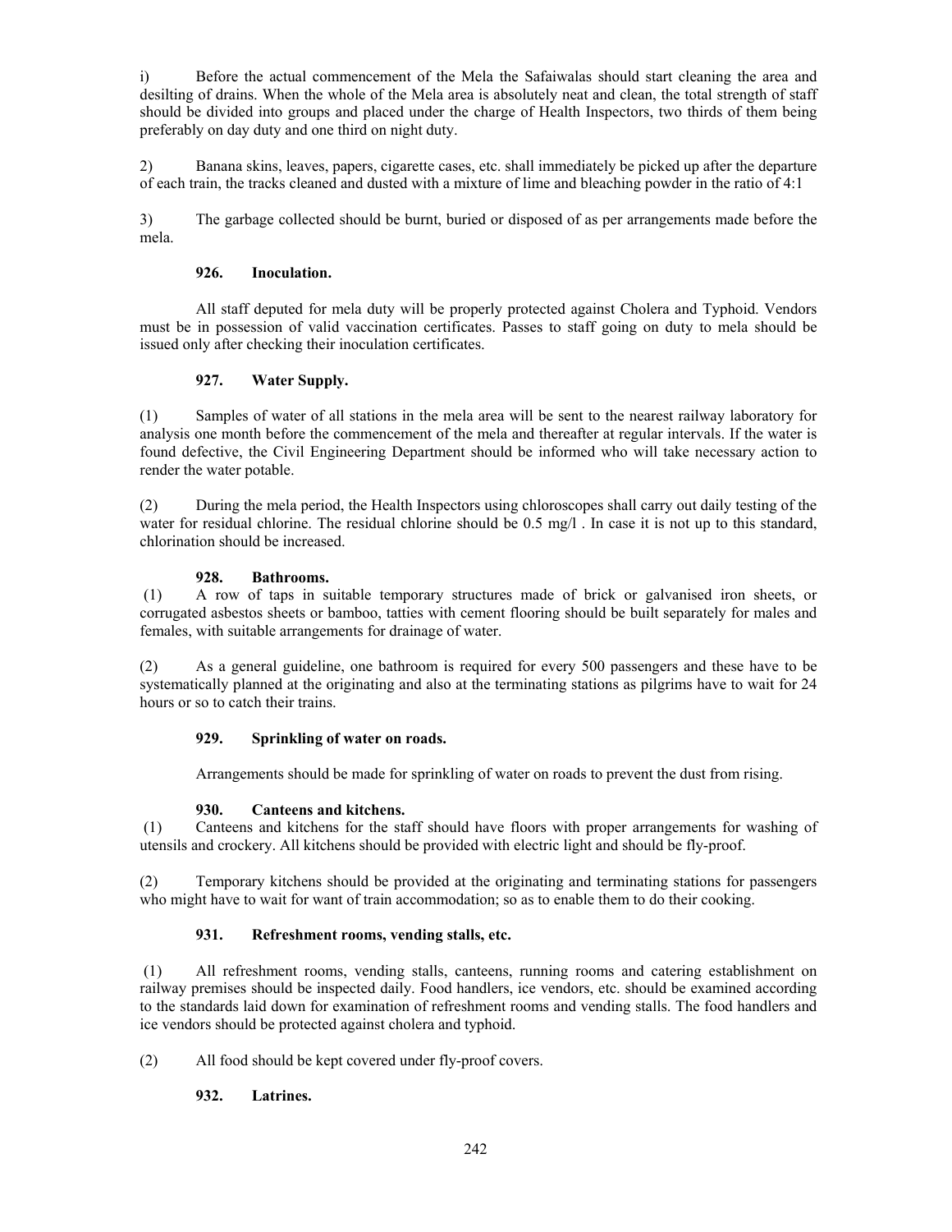i) Before the actual commencement of the Mela the Safaiwalas should start cleaning the area and desilting of drains. When the whole of the Mela area is absolutely neat and clean, the total strength of staff should be divided into groups and placed under the charge of Health Inspectors, two thirds of them being preferably on day duty and one third on night duty.

2) Banana skins, leaves, papers, cigarette cases, etc. shall immediately be picked up after the departure of each train, the tracks cleaned and dusted with a mixture of lime and bleaching powder in the ratio of 4:1

3) The garbage collected should be burnt, buried or disposed of as per arrangements made before the mela.

### 926. Inoculation.

All staff deputed for mela duty will be properly protected against Cholera and Typhoid. Vendors must be in possession of valid vaccination certificates. Passes to staff going on duty to mela should be issued only after checking their inoculation certificates.

### 927. Water Supply.

(1) Samples of water of all stations in the mela area will be sent to the nearest railway laboratory for analysis one month before the commencement of the mela and thereafter at regular intervals. If the water is found defective, the Civil Engineering Department should be informed who will take necessary action to render the water potable.

(2) During the mela period, the Health Inspectors using chloroscopes shall carry out daily testing of the water for residual chlorine. The residual chlorine should be 0.5 mg/l . In case it is not up to this standard, chlorination should be increased.

### 928. Bathrooms.

(1) A row of taps in suitable temporary structures made of brick or galvanised iron sheets, or corrugated asbestos sheets or bamboo, tatties with cement flooring should be built separately for males and females, with suitable arrangements for drainage of water.

(2) As a general guideline, one bathroom is required for every 500 passengers and these have to be systematically planned at the originating and also at the terminating stations as pilgrims have to wait for 24 hours or so to catch their trains.

### 929. Sprinkling of water on roads.

Arrangements should be made for sprinkling of water on roads to prevent the dust from rising.

### 930. Canteens and kitchens.

(1) Canteens and kitchens for the staff should have floors with proper arrangements for washing of utensils and crockery. All kitchens should be provided with electric light and should be fly-proof.

(2) Temporary kitchens should be provided at the originating and terminating stations for passengers who might have to wait for want of train accommodation; so as to enable them to do their cooking.

### 931. Refreshment rooms, vending stalls, etc.

(1) All refreshment rooms, vending stalls, canteens, running rooms and catering establishment on railway premises should be inspected daily. Food handlers, ice vendors, etc. should be examined according to the standards laid down for examination of refreshment rooms and vending stalls. The food handlers and ice vendors should be protected against cholera and typhoid.

(2) All food should be kept covered under fly-proof covers.

### 932. Latrines.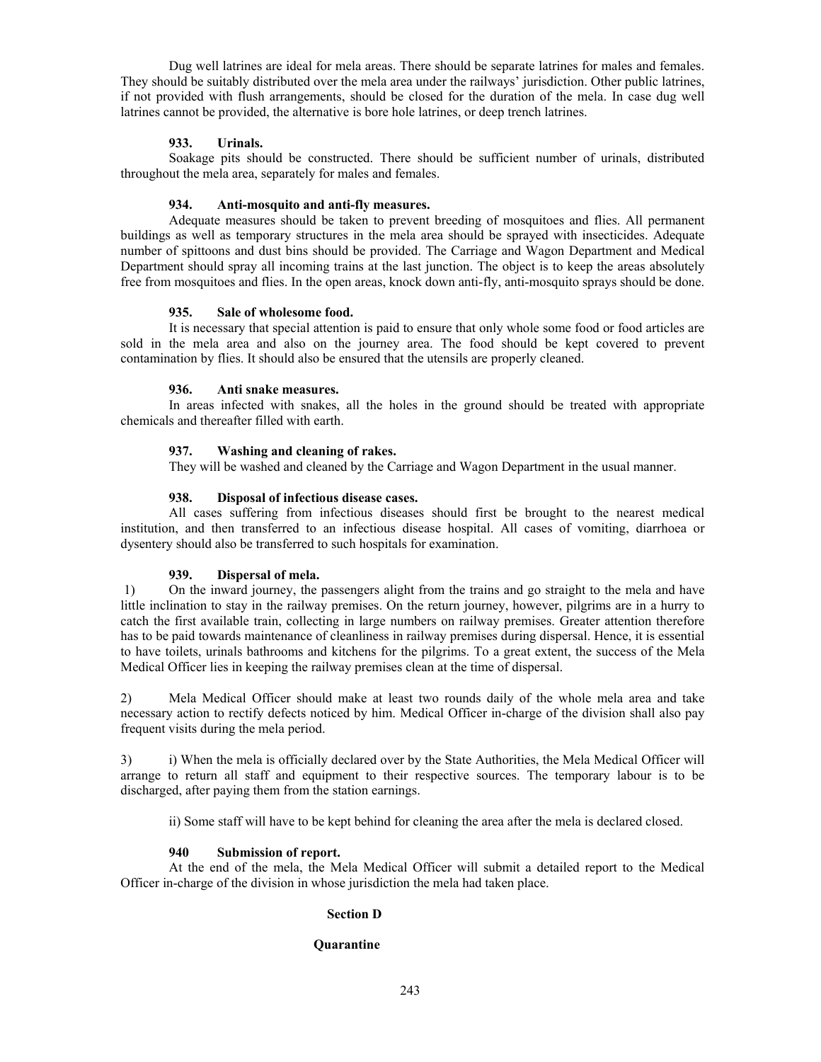Dug well latrines are ideal for mela areas. There should be separate latrines for males and females. They should be suitably distributed over the mela area under the railways' jurisdiction. Other public latrines, if not provided with flush arrangements, should be closed for the duration of the mela. In case dug well latrines cannot be provided, the alternative is bore hole latrines, or deep trench latrines.

**933. Urinals.**

Soakage pits should be constructed. There should be sufficient number of urinals, distributed throughout the mela area, separately for males and females.

**934. Anti-mosquito and anti-fly measures.**

Adequate measures should be taken to prevent breeding of mosquitoes and flies. All permanent buildings as well as temporary structures in the mela area should be sprayed with insecticides. Adequate number of spittoons and dust bins should be provided. The Carriage and Wagon Department and Medical Department should spray all incoming trains at the last junction. The object is to keep the areas absolutely free from mosquitoes and flies. In the open areas, knock down anti-fly, anti-mosquito sprays should be done.

**935. Sale of wholesome food.**

It is necessary that special attention is paid to ensure that only whole some food or food articles are sold in the mela area and also on the journey area. The food should be kept covered to prevent contamination by flies. It should also be ensured that the utensils are properly cleaned.

**936. Anti snake measures.**

In areas infected with snakes, all the holes in the ground should be treated with appropriate chemicals and thereafter filled with earth.

**937. Washing and cleaning of rakes.**

They will be washed and cleaned by the Carriage and Wagon Department in the usual manner.

**938. Disposal of infectious disease cases.**

All cases suffering from infectious diseases should first be brought to the nearest medical institution, and then transferred to an infectious disease hospital. All cases of vomiting, diarrhoea or dysentery should also be transferred to such hospitals for examination.

**939. Dispersal of mela.**

1) On the inward journey, the passengers alight from the trains and go straight to the mela and have little inclination to stay in the railway premises. On the return journey, however, pilgrims are in a hurry to catch the first available train, collecting in large numbers on railway premises. Greater attention therefore has to be paid towards maintenance of cleanliness in railway premises during dispersal. Hence, it is essential to have toilets, urinals bathrooms and kitchens for the pilgrims. To a great extent, the success of the Mela Medical Officer lies in keeping the railway premises clean at the time of dispersal.

2) Mela Medical Officer should make at least two rounds daily of the whole mela area and take necessary action to rectify defects noticed by him. Medical Officer in-charge of the division shall also pay frequent visits during the mela period.

3) i) When the mela is officially declared over by the State Authorities, the Mela Medical Officer will arrange to return all staff and equipment to their respective sources. The temporary labour is to be discharged, after paying them from the station earnings.

ii) Some staff will have to be kept behind for cleaning the area after the mela is declared closed.

**940 Submission of report.**

At the end of the mela, the Mela Medical Officer will submit a detailed report to the Medical Officer in-charge of the division in whose jurisdiction the mela had taken place.

## Section D

## Quarantine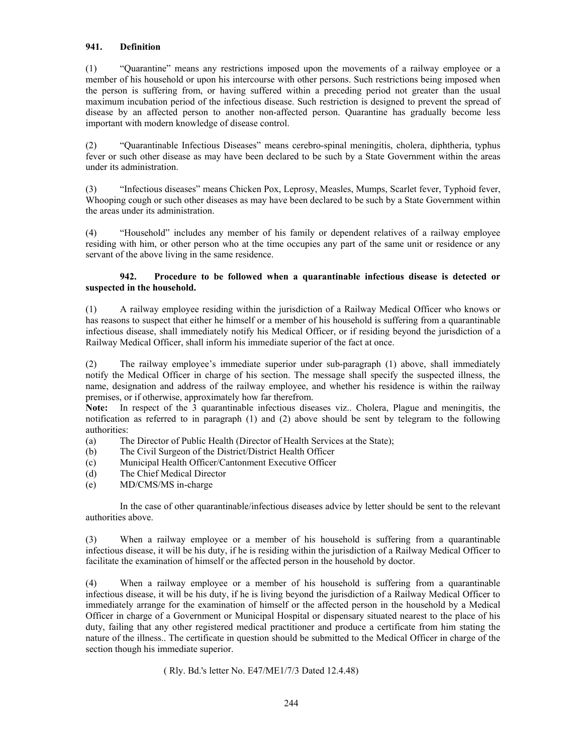**941. Definition**

(1) "Quarantine" means any restrictions imposed upon the movements of a railway employee or a member of his household or upon his intercourse with other persons. Such restrictions being imposed when the person is suffering from, or having suffered within a preceding period not greater than the usual maximum incubation period of the infectious disease. Such restriction is designed to prevent the spread of disease by an affected person to another non-affected person. Quarantine has gradually become less important with modern knowledge of disease control.

(2) "Quarantinable Infectious Diseases" means cerebro-spinal meningitis, cholera, diphtheria, typhus fever or such other disease as may have been declared to be such by a State Government within the areas under its administration.

(3) "Infectious diseases" means Chicken Pox, Leprosy, Measles, Mumps, Scarlet fever, Typhoid fever, Whooping cough or such other diseases as may have been declared to be such by a State Government within the areas under its administration.

(4) "Household" includes any member of his family or dependent relatives of a railway employee residing with him, or other person who at the time occupies any part of the same unit or residence or any servant of the above living in the same residence.

**942. Procedure to be followed when a quarantinable infectious disease is detected or suspected in the household.**

(1) A railway employee residing within the jurisdiction of a Railway Medical Officer who knows or has reasons to suspect that either he himself or a member of his household is suffering from a quarantinable infectious disease, shall immediately notify his Medical Officer, or if residing beyond the jurisdiction of a Railway Medical Officer, shall inform his immediate superior of the fact at once.

(2) The railway employee's immediate superior under sub-paragraph (1) above, shall immediately notify the Medical Officer in charge of his section. The message shall specify the suspected illness, the name, designation and address of the railway employee, and whether his residence is within the railway premises, or if otherwise, approximately how far therefrom.

**Note:** In respect of the 3 quarantinable infectious diseases viz.. Cholera, Plague and meningitis, the notification as referred to in paragraph (1) and (2) above should be sent by telegram to the following authorities:

(a) The Director of Public Health (Director of Health Services at the State);
(b) The Civil Surgeon of the District/District Health Officer
(c) Municipal Health Officer/Cantonment Executive Officer
(d) The Chief Medical Director
(e) MD/CMS/MS in-charge

In the case of other quarantinable/infectious diseases advice by letter should be sent to the relevant authorities above.

(3) When a railway employee or a member of his household is suffering from a quarantinable infectious disease, it will be his duty, if he is residing within the jurisdiction of a Railway Medical Officer to facilitate the examination of himself or the affected person in the household by doctor.

(4) When a railway employee or a member of his household is suffering from a quarantinable infectious disease, it will be his duty, if he is living beyond the jurisdiction of a Railway Medical Officer to immediately arrange for the examination of himself or the affected person in the household by a Medical Officer in charge of a Government or Municipal Hospital or dispensary situated nearest to the place of his duty, failing that any other registered medical practitioner and produce a certificate from him stating the nature of the illness.. The certificate in question should be submitted to the Medical Officer in charge of the section though his immediate superior.

( Rly. Bd.'s letter No. E47/ME1/7/3 Dated 12.4.48)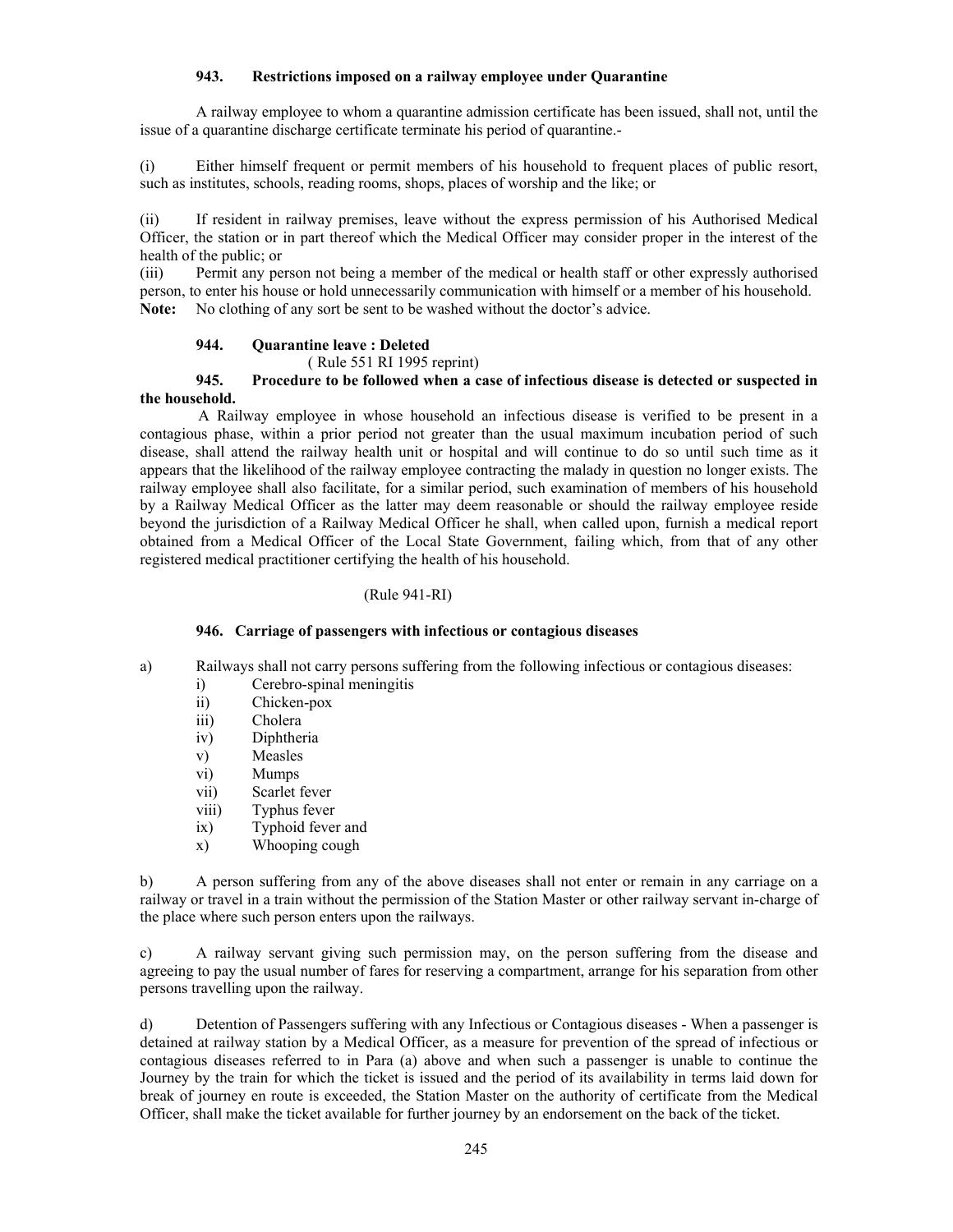### 943. Restrictions imposed on a railway employee under Quarantine

A railway employee to whom a quarantine admission certificate has been issued, shall not, until the issue of a quarantine discharge certificate terminate his period of quarantine.-

(i) Either himself frequent or permit members of his household to frequent places of public resort, such as institutes, schools, reading rooms, shops, places of worship and the like; or

(ii) If resident in railway premises, leave without the express permission of his Authorised Medical Officer, the station or in part thereof which the Medical Officer may consider proper in the interest of the health of the public; or

(iii) Permit any person not being a member of the medical or health staff or other expressly authorised person, to enter his house or hold unnecessarily communication with himself or a member of his household.

**Note:** No clothing of any sort be sent to be washed without the doctor's advice.

### 944. Quarantine leave : Deleted

( Rule 551 RI 1995 reprint)

### 945. Procedure to be followed when a case of infectious disease is detected or suspected in the household.

A Railway employee in whose household an infectious disease is verified to be present in a contagious phase, within a prior period not greater than the usual maximum incubation period of such disease, shall attend the railway health unit or hospital and will continue to do so until such time as it appears that the likelihood of the railway employee contracting the malady in question no longer exists. The railway employee shall also facilitate, for a similar period, such examination of members of his household by a Railway Medical Officer as the latter may deem reasonable or should the railway employee reside beyond the jurisdiction of a Railway Medical Officer he shall, when called upon, furnish a medical report obtained from a Medical Officer of the Local State Government, failing which, from that of any other registered medical practitioner certifying the health of his household.

(Rule 941-RI)

### 946. Carriage of passengers with infectious or contagious diseases

a) Railways shall not carry persons suffering from the following infectious or contagious diseases:

- i) Cerebro-spinal meningitis
- ii) Chicken-pox
- iii) Cholera
- iv) Diphtheria
- v) Measles
- vi) Mumps
- vii) Scarlet fever
- viii) Typhus fever
- ix) Typhoid fever and
- x) Whooping cough

b) A person suffering from any of the above diseases shall not enter or remain in any carriage on a railway or travel in a train without the permission of the Station Master or other railway servant in-charge of the place where such person enters upon the railways.

c) A railway servant giving such permission may, on the person suffering from the disease and agreeing to pay the usual number of fares for reserving a compartment, arrange for his separation from other persons travelling upon the railway.

d) Detention of Passengers suffering with any Infectious or Contagious diseases - When a passenger is detained at railway station by a Medical Officer, as a measure for prevention of the spread of infectious or contagious diseases referred to in Para (a) above and when such a passenger is unable to continue the Journey by the train for which the ticket is issued and the period of its availability in terms laid down for break of journey en route is exceeded, the Station Master on the authority of certificate from the Medical Officer, shall make the ticket available for further journey by an endorsement on the back of the ticket.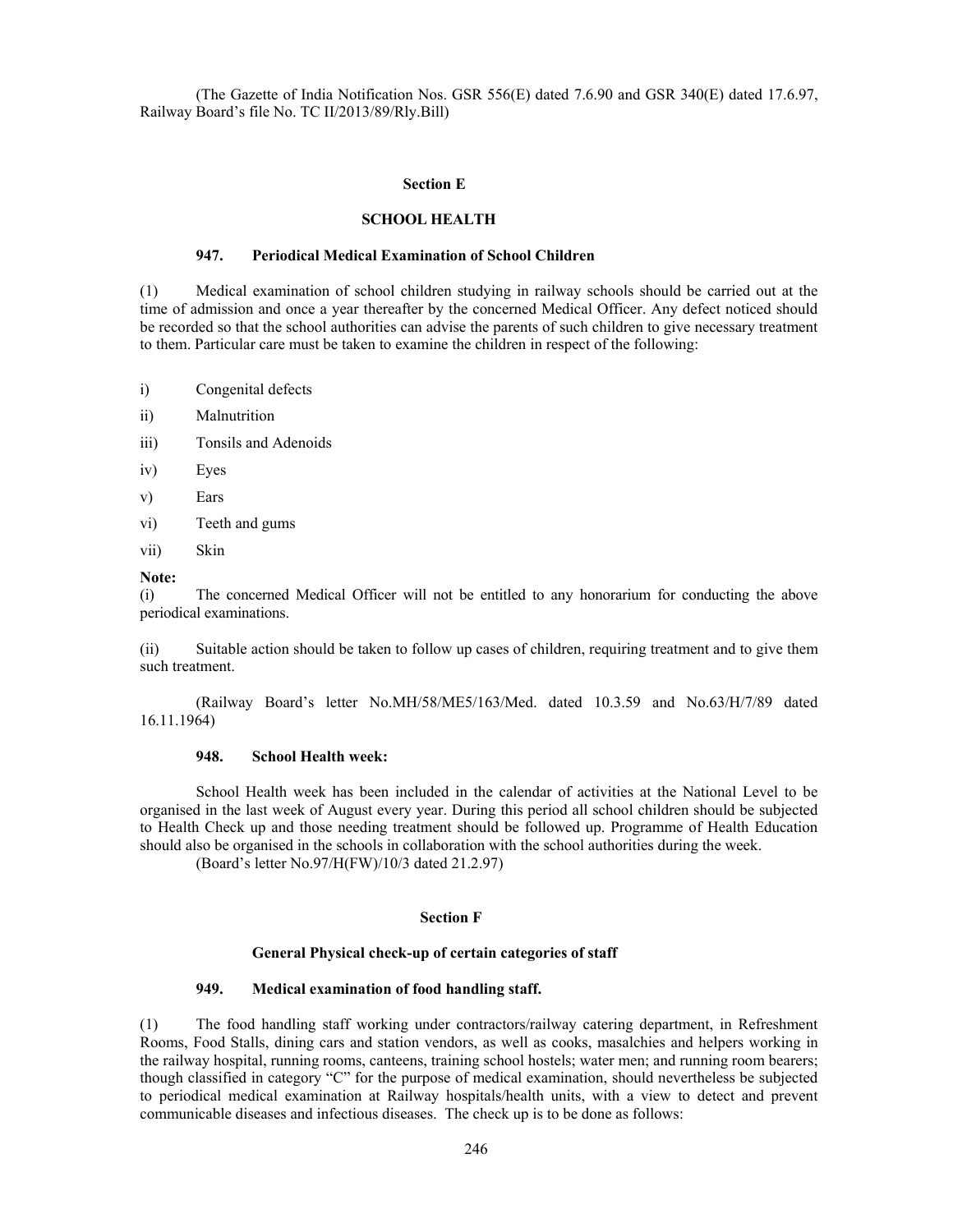(The Gazette of India Notification Nos. GSR 556(E) dated 7.6.90 and GSR 340(E) dated 17.6.97, Railway Board's file No. TC II/2013/89/Rly.Bill)

## Section E

## SCHOOL HEALTH

### 947. Periodical Medical Examination of School Children

(1) Medical examination of school children studying in railway schools should be carried out at the time of admission and once a year thereafter by the concerned Medical Officer. Any defect noticed should be recorded so that the school authorities can advise the parents of such children to give necessary treatment to them. Particular care must be taken to examine the children in respect of the following:

i) Congenital defects

ii) Malnutrition

iii) Tonsils and Adenoids

iv) Eyes

v) Ears

vi) Teeth and gums

vii) Skin

**Note:**

(i) The concerned Medical Officer will not be entitled to any honorarium for conducting the above periodical examinations.

(ii) Suitable action should be taken to follow up cases of children, requiring treatment and to give them such treatment.

(Railway Board's letter No.MH/58/ME5/163/Med. dated 10.3.59 and No.63/H/7/89 dated 16.11.1964)

### 948. School Health week:

School Health week has been included in the calendar of activities at the National Level to be organised in the last week of August every year. During this period all school children should be subjected to Health Check up and those needing treatment should be followed up. Programme of Health Education should also be organised in the schools in collaboration with the school authorities during the week.

(Board's letter No.97/H(FW)/10/3 dated 21.2.97)

## Section F

## General Physical check-up of certain categories of staff

### 949. Medical examination of food handling staff.

(1) The food handling staff working under contractors/railway catering department, in Refreshment Rooms, Food Stalls, dining cars and station vendors, as well as cooks, masalchies and helpers working in the railway hospital, running rooms, canteens, training school hostels; water men; and running room bearers; though classified in category "C" for the purpose of medical examination, should nevertheless be subjected to periodical medical examination at Railway hospitals/health units, with a view to detect and prevent communicable diseases and infectious diseases. The check up is to be done as follows: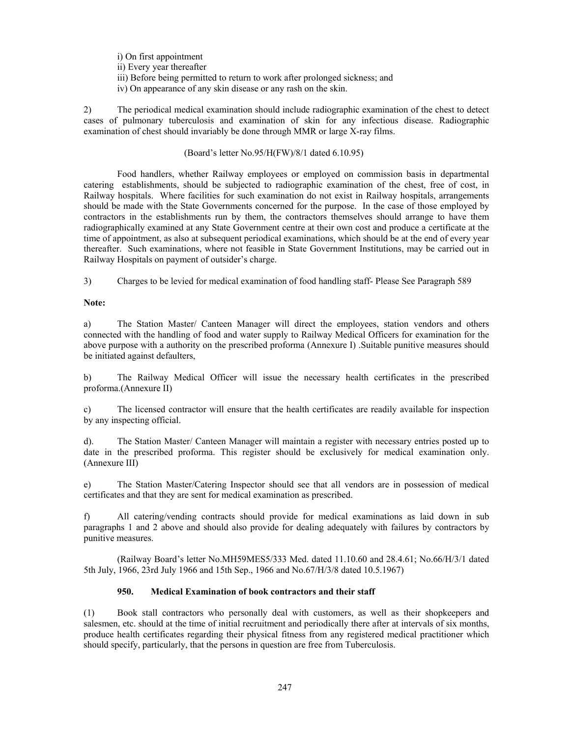i) On first appointment
ii) Every year thereafter
iii) Before being permitted to return to work after prolonged sickness; and
iv) On appearance of any skin disease or any rash on the skin.

2) The periodical medical examination should include radiographic examination of the chest to detect cases of pulmonary tuberculosis and examination of skin for any infectious disease. Radiographic examination of chest should invariably be done through MMR or large X-ray films.

(Board's letter No.95/H(FW)/8/1 dated 6.10.95)

Food handlers, whether Railway employees or employed on commission basis in departmental catering establishments, should be subjected to radiographic examination of the chest, free of cost, in Railway hospitals. Where facilities for such examination do not exist in Railway hospitals, arrangements should be made with the State Governments concerned for the purpose. In the case of those employed by contractors in the establishments run by them, the contractors themselves should arrange to have them radiographically examined at any State Government centre at their own cost and produce a certificate at the time of appointment, as also at subsequent periodical examinations, which should be at the end of every year thereafter. Such examinations, where not feasible in State Government Institutions, may be carried out in Railway Hospitals on payment of outsider's charge.

3) Charges to be levied for medical examination of food handling staff- Please See Paragraph 589

**Note:**

a) The Station Master/ Canteen Manager will direct the employees, station vendors and others connected with the handling of food and water supply to Railway Medical Officers for examination for the above purpose with a authority on the prescribed proforma (Annexure I) .Suitable punitive measures should be initiated against defaulters,

b) The Railway Medical Officer will issue the necessary health certificates in the prescribed proforma.(Annexure II)

c) The licensed contractor will ensure that the health certificates are readily available for inspection by any inspecting official.

d). The Station Master/ Canteen Manager will maintain a register with necessary entries posted up to date in the prescribed proforma. This register should be exclusively for medical examination only. (Annexure III)

e) The Station Master/Catering Inspector should see that all vendors are in possession of medical certificates and that they are sent for medical examination as prescribed.

f) All catering/vending contracts should provide for medical examinations as laid down in sub paragraphs 1 and 2 above and should also provide for dealing adequately with failures by contractors by punitive measures.

(Railway Board's letter No.MH59MES5/333 Med. dated 11.10.60 and 28.4.61; No.66/H/3/1 dated 5th July, 1966, 23rd July 1966 and 15th Sep., 1966 and No.67/H/3/8 dated 10.5.1967)

**950. Medical Examination of book contractors and their staff**

(1) Book stall contractors who personally deal with customers, as well as their shopkeepers and salesmen, etc. should at the time of initial recruitment and periodically there after at intervals of six months, produce health certificates regarding their physical fitness from any registered medical practitioner which should specify, particularly, that the persons in question are free from Tuberculosis.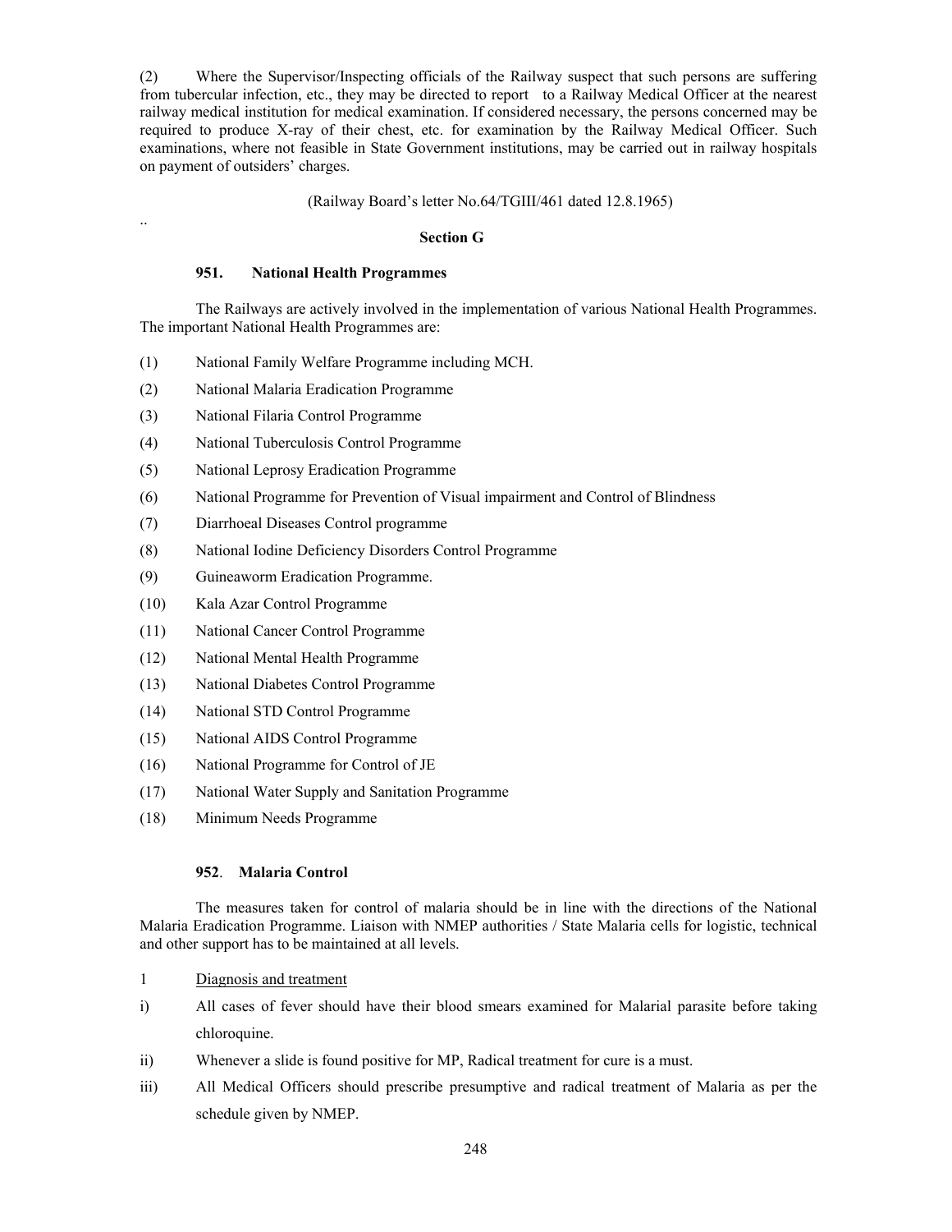(2) Where the Supervisor/Inspecting officials of the Railway suspect that such persons are suffering from tubercular infection, etc., they may be directed to report to a Railway Medical Officer at the nearest railway medical institution for medical examination. If considered necessary, the persons concerned may be required to produce X-ray of their chest, etc. for examination by the Railway Medical Officer. Such examinations, where not feasible in State Government institutions, may be carried out in railway hospitals on payment of outsiders' charges.

(Railway Board's letter No.64/TGIII/461 dated 12.8.1965)

..

## Section G

### 951. National Health Programmes

The Railways are actively involved in the implementation of various National Health Programmes. The important National Health Programmes are:

(1) National Family Welfare Programme including MCH.

(2) National Malaria Eradication Programme

(3) National Filaria Control Programme

(4) National Tuberculosis Control Programme

(5) National Leprosy Eradication Programme

(6) National Programme for Prevention of Visual impairment and Control of Blindness

(7) Diarrhoeal Diseases Control programme

(8) National Iodine Deficiency Disorders Control Programme

(9) Guineaworm Eradication Programme.

(10) Kala Azar Control Programme

(11) National Cancer Control Programme

(12) National Mental Health Programme

(13) National Diabetes Control Programme

(14) National STD Control Programme

(15) National AIDS Control Programme

(16) National Programme for Control of JE

(17) National Water Supply and Sanitation Programme

(18) Minimum Needs Programme

### 952. Malaria Control

The measures taken for control of malaria should be in line with the directions of the National Malaria Eradication Programme. Liaison with NMEP authorities / State Malaria cells for logistic, technical and other support has to be maintained at all levels.

1 Diagnosis and treatment

i) All cases of fever should have their blood smears examined for Malarial parasite before taking chloroquine.

ii) Whenever a slide is found positive for MP, Radical treatment for cure is a must.

iii) All Medical Officers should prescribe presumptive and radical treatment of Malaria as per the schedule given by NMEP.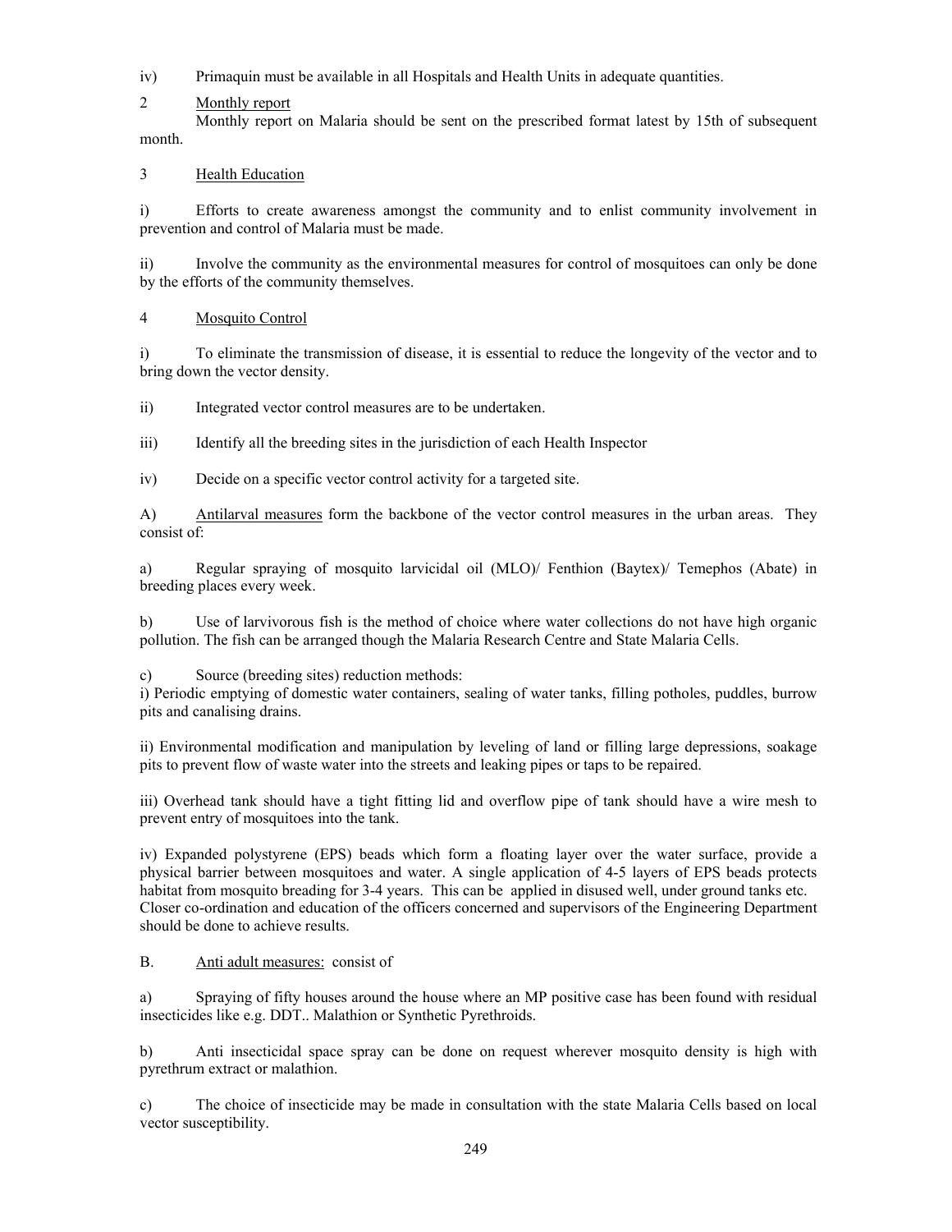iv) Primaquin must be available in all Hospitals and Health Units in adequate quantities.

2 <u>Monthly report</u>

Monthly report on Malaria should be sent on the prescribed format latest by 15th of subsequent month.

3 <u>Health Education</u>

i) Efforts to create awareness amongst the community and to enlist community involvement in prevention and control of Malaria must be made.

ii) Involve the community as the environmental measures for control of mosquitoes can only be done by the efforts of the community themselves.

4 <u>Mosquito Control</u>

i) To eliminate the transmission of disease, it is essential to reduce the longevity of the vector and to bring down the vector density.

ii) Integrated vector control measures are to be undertaken.

iii) Identify all the breeding sites in the jurisdiction of each Health Inspector

iv) Decide on a specific vector control activity for a targeted site.

A) <u>Antilarval measures</u> form the backbone of the vector control measures in the urban areas. They consist of:

a) Regular spraying of mosquito larvicidal oil (MLO)/ Fenthion (Baytex)/ Temephos (Abate) in breeding places every week.

b) Use of larvivorous fish is the method of choice where water collections do not have high organic pollution. The fish can be arranged though the Malaria Research Centre and State Malaria Cells.

c) Source (breeding sites) reduction methods:

i) Periodic emptying of domestic water containers, sealing of water tanks, filling potholes, puddles, burrow pits and canalising drains.

ii) Environmental modification and manipulation by leveling of land or filling large depressions, soakage pits to prevent flow of waste water into the streets and leaking pipes or taps to be repaired.

iii) Overhead tank should have a tight fitting lid and overflow pipe of tank should have a wire mesh to prevent entry of mosquitoes into the tank.

iv) Expanded polystyrene (EPS) beads which form a floating layer over the water surface, provide a physical barrier between mosquitoes and water. A single application of 4-5 layers of EPS beads protects habitat from mosquito breading for 3-4 years. This can be applied in disused well, under ground tanks etc. Closer co-ordination and education of the officers concerned and supervisors of the Engineering Department should be done to achieve results.

B. <u>Anti adult measures:</u> consist of

a) Spraying of fifty houses around the house where an MP positive case has been found with residual insecticides like e.g. DDT.. Malathion or Synthetic Pyrethroids.

b) Anti insecticidal space spray can be done on request wherever mosquito density is high with pyrethrum extract or malathion.

c) The choice of insecticide may be made in consultation with the state Malaria Cells based on local vector susceptibility.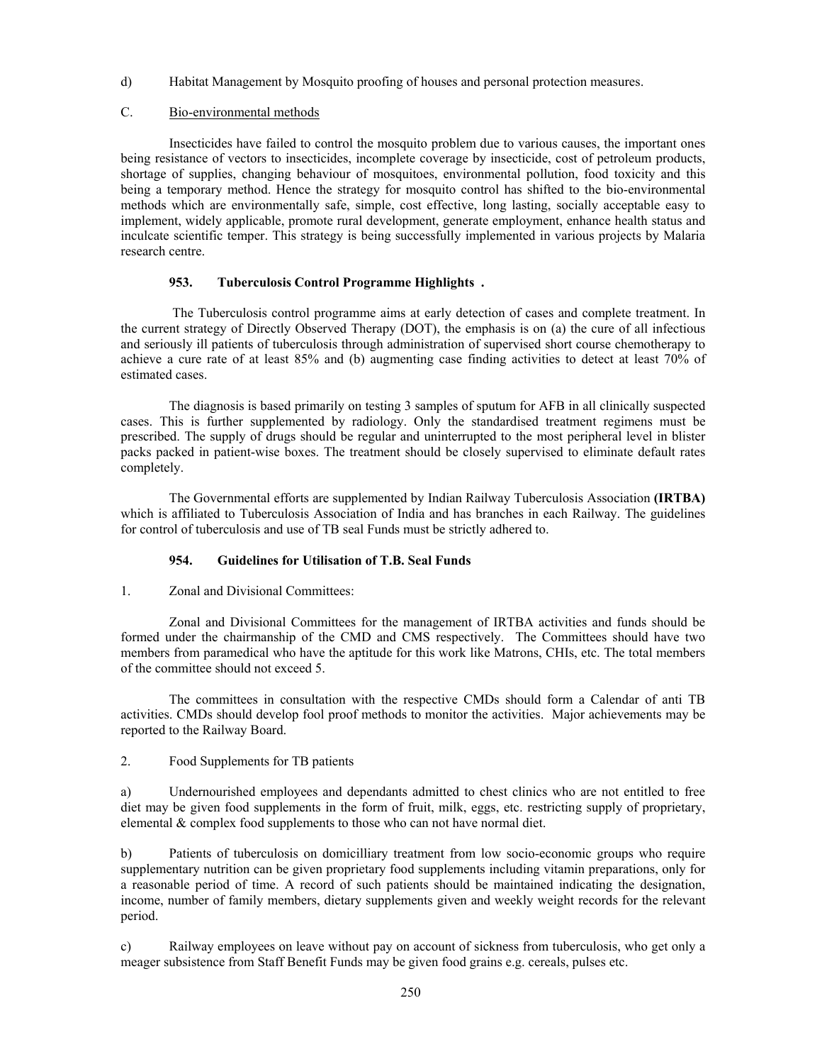d) Habitat Management by Mosquito proofing of houses and personal protection measures.

C. Bio-environmental methods

Insecticides have failed to control the mosquito problem due to various causes, the important ones being resistance of vectors to insecticides, incomplete coverage by insecticide, cost of petroleum products, shortage of supplies, changing behaviour of mosquitoes, environmental pollution, food toxicity and this being a temporary method. Hence the strategy for mosquito control has shifted to the bio-environmental methods which are environmentally safe, simple, cost effective, long lasting, socially acceptable easy to implement, widely applicable, promote rural development, generate employment, enhance health status and inculcate scientific temper. This strategy is being successfully implemented in various projects by Malaria research centre.

### 953. Tuberculosis Control Programme Highlights .

The Tuberculosis control programme aims at early detection of cases and complete treatment. In the current strategy of Directly Observed Therapy (DOT), the emphasis is on (a) the cure of all infectious and seriously ill patients of tuberculosis through administration of supervised short course chemotherapy to achieve a cure rate of at least 85% and (b) augmenting case finding activities to detect at least 70% of estimated cases.

The diagnosis is based primarily on testing 3 samples of sputum for AFB in all clinically suspected cases. This is further supplemented by radiology. Only the standardised treatment regimens must be prescribed. The supply of drugs should be regular and uninterrupted to the most peripheral level in blister packs packed in patient-wise boxes. The treatment should be closely supervised to eliminate default rates completely.

The Governmental efforts are supplemented by Indian Railway Tuberculosis Association **(IRTBA)** which is affiliated to Tuberculosis Association of India and has branches in each Railway. The guidelines for control of tuberculosis and use of TB seal Funds must be strictly adhered to.

### 954. Guidelines for Utilisation of T.B. Seal Funds

1. Zonal and Divisional Committees:

Zonal and Divisional Committees for the management of IRTBA activities and funds should be formed under the chairmanship of the CMD and CMS respectively. The Committees should have two members from paramedical who have the aptitude for this work like Matrons, CHIs, etc. The total members of the committee should not exceed 5.

The committees in consultation with the respective CMDs should form a Calendar of anti TB activities. CMDs should develop fool proof methods to monitor the activities. Major achievements may be reported to the Railway Board.

2. Food Supplements for TB patients

a) Undernourished employees and dependants admitted to chest clinics who are not entitled to free diet may be given food supplements in the form of fruit, milk, eggs, etc. restricting supply of proprietary, elemental & complex food supplements to those who can not have normal diet.

b) Patients of tuberculosis on domicilliary treatment from low socio-economic groups who require supplementary nutrition can be given proprietary food supplements including vitamin preparations, only for a reasonable period of time. A record of such patients should be maintained indicating the designation, income, number of family members, dietary supplements given and weekly weight records for the relevant period.

c) Railway employees on leave without pay on account of sickness from tuberculosis, who get only a meager subsistence from Staff Benefit Funds may be given food grains e.g. cereals, pulses etc.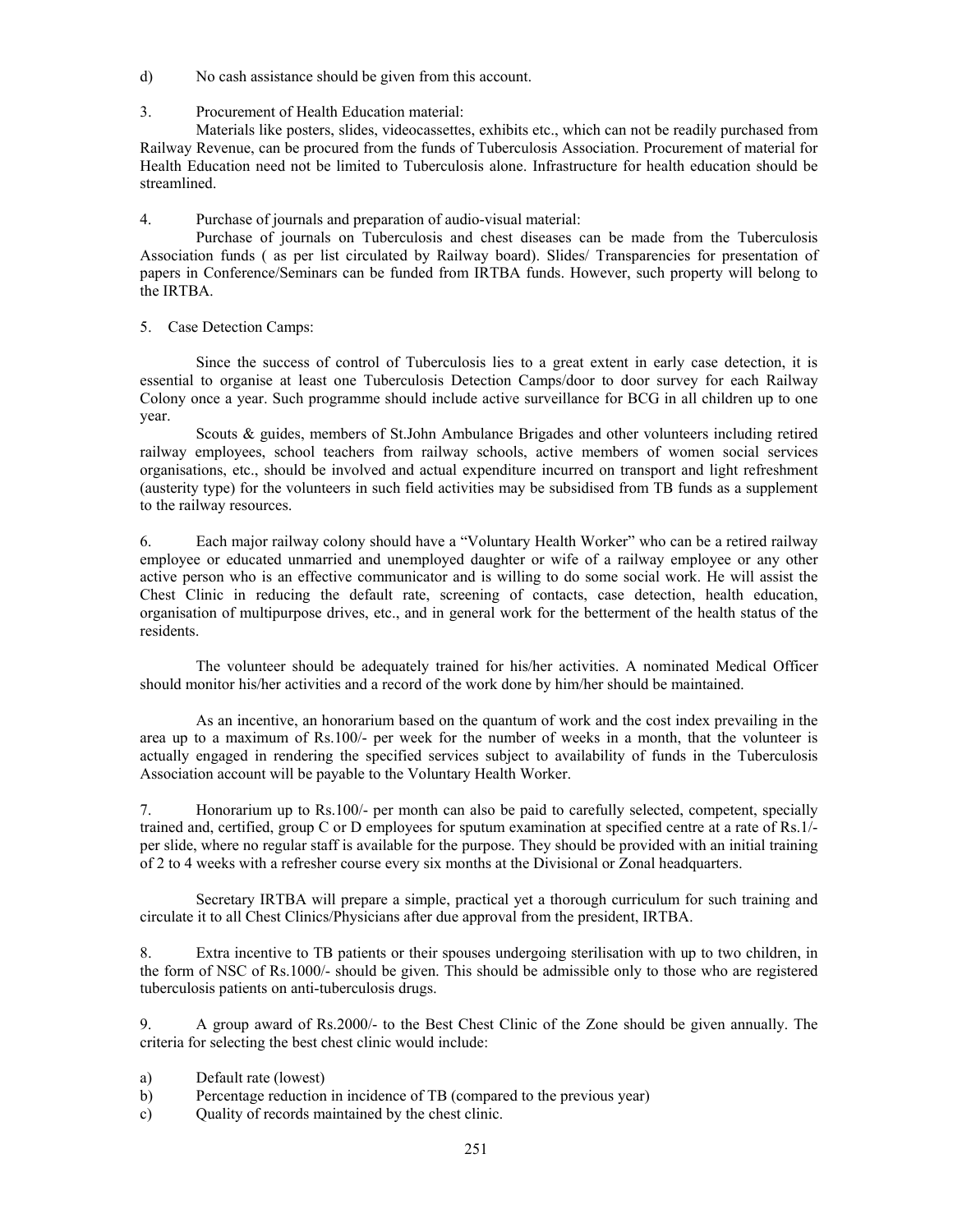d) No cash assistance should be given from this account.

3. Procurement of Health Education material:

Materials like posters, slides, videocassettes, exhibits etc., which can not be readily purchased from Railway Revenue, can be procured from the funds of Tuberculosis Association. Procurement of material for Health Education need not be limited to Tuberculosis alone. Infrastructure for health education should be streamlined.

4. Purchase of journals and preparation of audio-visual material:

Purchase of journals on Tuberculosis and chest diseases can be made from the Tuberculosis Association funds ( as per list circulated by Railway board). Slides/ Transparencies for presentation of papers in Conference/Seminars can be funded from IRTBA funds. However, such property will belong to the IRTBA.

5. Case Detection Camps:

Since the success of control of Tuberculosis lies to a great extent in early case detection, it is essential to organise at least one Tuberculosis Detection Camps/door to door survey for each Railway Colony once a year. Such programme should include active surveillance for BCG in all children up to one year.

Scouts & guides, members of St.John Ambulance Brigades and other volunteers including retired railway employees, school teachers from railway schools, active members of women social services organisations, etc., should be involved and actual expenditure incurred on transport and light refreshment (austerity type) for the volunteers in such field activities may be subsidised from TB funds as a supplement to the railway resources.

6. Each major railway colony should have a "Voluntary Health Worker" who can be a retired railway employee or educated unmarried and unemployed daughter or wife of a railway employee or any other active person who is an effective communicator and is willing to do some social work. He will assist the Chest Clinic in reducing the default rate, screening of contacts, case detection, health education, organisation of multipurpose drives, etc., and in general work for the betterment of the health status of the residents.

The volunteer should be adequately trained for his/her activities. A nominated Medical Officer should monitor his/her activities and a record of the work done by him/her should be maintained.

As an incentive, an honorarium based on the quantum of work and the cost index prevailing in the area up to a maximum of Rs.100/- per week for the number of weeks in a month, that the volunteer is actually engaged in rendering the specified services subject to availability of funds in the Tuberculosis Association account will be payable to the Voluntary Health Worker.

7. Honorarium up to Rs.100/- per month can also be paid to carefully selected, competent, specially trained and, certified, group C or D employees for sputum examination at specified centre at a rate of Rs.1/- per slide, where no regular staff is available for the purpose. They should be provided with an initial training of 2 to 4 weeks with a refresher course every six months at the Divisional or Zonal headquarters.

Secretary IRTBA will prepare a simple, practical yet a thorough curriculum for such training and circulate it to all Chest Clinics/Physicians after due approval from the president, IRTBA.

8. Extra incentive to TB patients or their spouses undergoing sterilisation with up to two children, in the form of NSC of Rs.1000/- should be given. This should be admissible only to those who are registered tuberculosis patients on anti-tuberculosis drugs.

9. A group award of Rs.2000/- to the Best Chest Clinic of the Zone should be given annually. The criteria for selecting the best chest clinic would include:

a) Default rate (lowest)
b) Percentage reduction in incidence of TB (compared to the previous year)
c) Quality of records maintained by the chest clinic.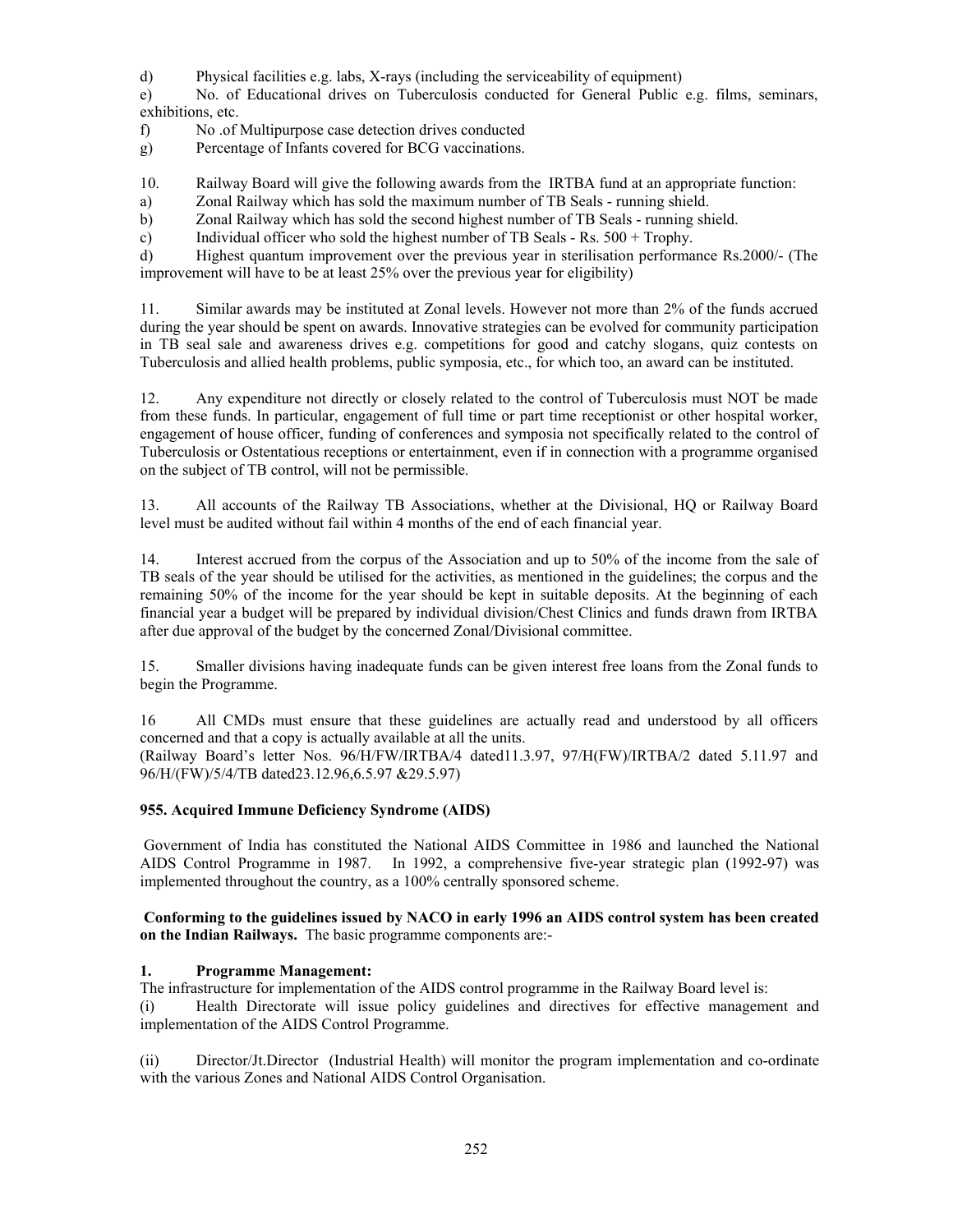d) Physical facilities e.g. labs, X-rays (including the serviceability of equipment)

e) No. of Educational drives on Tuberculosis conducted for General Public e.g. films, seminars, exhibitions, etc.

f) No .of Multipurpose case detection drives conducted

g) Percentage of Infants covered for BCG vaccinations.

10. Railway Board will give the following awards from the IRTBA fund at an appropriate function:

a) Zonal Railway which has sold the maximum number of TB Seals - running shield.

b) Zonal Railway which has sold the second highest number of TB Seals - running shield.

c) Individual officer who sold the highest number of TB Seals - Rs. 500 + Trophy.

d) Highest quantum improvement over the previous year in sterilisation performance Rs.2000/- (The improvement will have to be at least 25% over the previous year for eligibility)

11. Similar awards may be instituted at Zonal levels. However not more than 2% of the funds accrued during the year should be spent on awards. Innovative strategies can be evolved for community participation in TB seal sale and awareness drives e.g. competitions for good and catchy slogans, quiz contests on Tuberculosis and allied health problems, public symposia, etc., for which too, an award can be instituted.

12. Any expenditure not directly or closely related to the control of Tuberculosis must NOT be made from these funds. In particular, engagement of full time or part time receptionist or other hospital worker, engagement of house officer, funding of conferences and symposia not specifically related to the control of Tuberculosis or Ostentatious receptions or entertainment, even if in connection with a programme organised on the subject of TB control, will not be permissible.

13. All accounts of the Railway TB Associations, whether at the Divisional, HQ or Railway Board level must be audited without fail within 4 months of the end of each financial year.

14. Interest accrued from the corpus of the Association and up to 50% of the income from the sale of TB seals of the year should be utilised for the activities, as mentioned in the guidelines; the corpus and the remaining 50% of the income for the year should be kept in suitable deposits. At the beginning of each financial year a budget will be prepared by individual division/Chest Clinics and funds drawn from IRTBA after due approval of the budget by the concerned Zonal/Divisional committee.

15. Smaller divisions having inadequate funds can be given interest free loans from the Zonal funds to begin the Programme.

16 All CMDs must ensure that these guidelines are actually read and understood by all officers concerned and that a copy is actually available at all the units.
(Railway Board's letter Nos. 96/H/FW/IRTBA/4 dated11.3.97, 97/H(FW)/IRTBA/2 dated 5.11.97 and 96/H/(FW)/5/4/TB dated23.12.96,6.5.97 &29.5.97)

### 955. Acquired Immune Deficiency Syndrome (AIDS)

Government of India has constituted the National AIDS Committee in 1986 and launched the National AIDS Control Programme in 1987. In 1992, a comprehensive five-year strategic plan (1992-97) was implemented throughout the country, as a 100% centrally sponsored scheme.

**Conforming to the guidelines issued by NACO in early 1996 an AIDS control system has been created on the Indian Railways.** The basic programme components are:-

**1. Programme Management:**

The infrastructure for implementation of the AIDS control programme in the Railway Board level is:

(i) Health Directorate will issue policy guidelines and directives for effective management and implementation of the AIDS Control Programme.

(ii) Director/Jt.Director (Industrial Health) will monitor the program implementation and co-ordinate with the various Zones and National AIDS Control Organisation.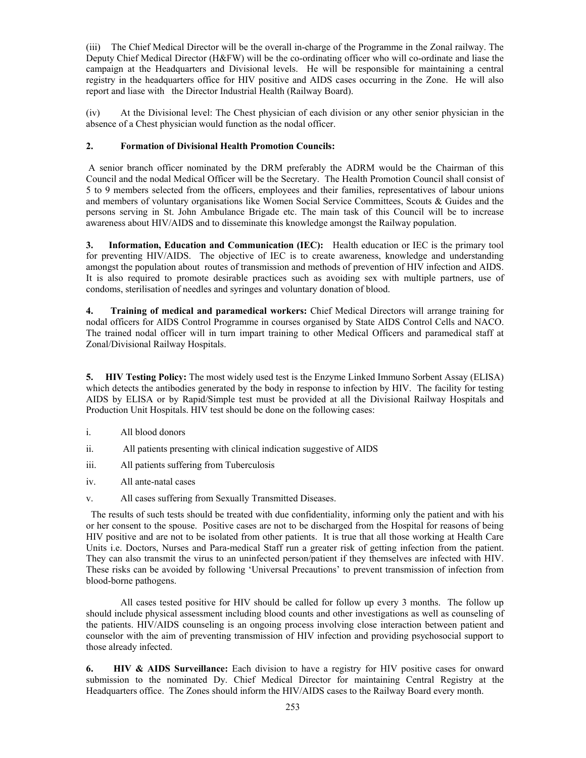(iii) The Chief Medical Director will be the overall in-charge of the Programme in the Zonal railway. The Deputy Chief Medical Director (H&FW) will be the co-ordinating officer who will co-ordinate and liase the campaign at the Headquarters and Divisional levels. He will be responsible for maintaining a central registry in the headquarters office for HIV positive and AIDS cases occurring in the Zone. He will also report and liase with the Director Industrial Health (Railway Board).

(iv) At the Divisional level: The Chest physician of each division or any other senior physician in the absence of a Chest physician would function as the nodal officer.

**2. Formation of Divisional Health Promotion Councils:**

A senior branch officer nominated by the DRM preferably the ADRM would be the Chairman of this Council and the nodal Medical Officer will be the Secretary. The Health Promotion Council shall consist of 5 to 9 members selected from the officers, employees and their families, representatives of labour unions and members of voluntary organisations like Women Social Service Committees, Scouts & Guides and the persons serving in St. John Ambulance Brigade etc. The main task of this Council will be to increase awareness about HIV/AIDS and to disseminate this knowledge amongst the Railway population.

**3. Information, Education and Communication (IEC):** Health education or IEC is the primary tool for preventing HIV/AIDS. The objective of IEC is to create awareness, knowledge and understanding amongst the population about routes of transmission and methods of prevention of HIV infection and AIDS. It is also required to promote desirable practices such as avoiding sex with multiple partners, use of condoms, sterilisation of needles and syringes and voluntary donation of blood.

**4. Training of medical and paramedical workers:** Chief Medical Directors will arrange training for nodal officers for AIDS Control Programme in courses organised by State AIDS Control Cells and NACO. The trained nodal officer will in turn impart training to other Medical Officers and paramedical staff at Zonal/Divisional Railway Hospitals.

**5. HIV Testing Policy:** The most widely used test is the Enzyme Linked Immuno Sorbent Assay (ELISA) which detects the antibodies generated by the body in response to infection by HIV. The facility for testing AIDS by ELISA or by Rapid/Simple test must be provided at all the Divisional Railway Hospitals and Production Unit Hospitals. HIV test should be done on the following cases:

i. All blood donors

ii. All patients presenting with clinical indication suggestive of AIDS

iii. All patients suffering from Tuberculosis

iv. All ante-natal cases

v. All cases suffering from Sexually Transmitted Diseases.

The results of such tests should be treated with due confidentiality, informing only the patient and with his or her consent to the spouse. Positive cases are not to be discharged from the Hospital for reasons of being HIV positive and are not to be isolated from other patients. It is true that all those working at Health Care Units i.e. Doctors, Nurses and Para-medical Staff run a greater risk of getting infection from the patient. They can also transmit the virus to an uninfected person/patient if they themselves are infected with HIV. These risks can be avoided by following 'Universal Precautions' to prevent transmission of infection from blood-borne pathogens.

All cases tested positive for HIV should be called for follow up every 3 months. The follow up should include physical assessment including blood counts and other investigations as well as counseling of the patients. HIV/AIDS counseling is an ongoing process involving close interaction between patient and counselor with the aim of preventing transmission of HIV infection and providing psychosocial support to those already infected.

**6. HIV & AIDS Surveillance:** Each division to have a registry for HIV positive cases for onward submission to the nominated Dy. Chief Medical Director for maintaining Central Registry at the Headquarters office. The Zones should inform the HIV/AIDS cases to the Railway Board every month.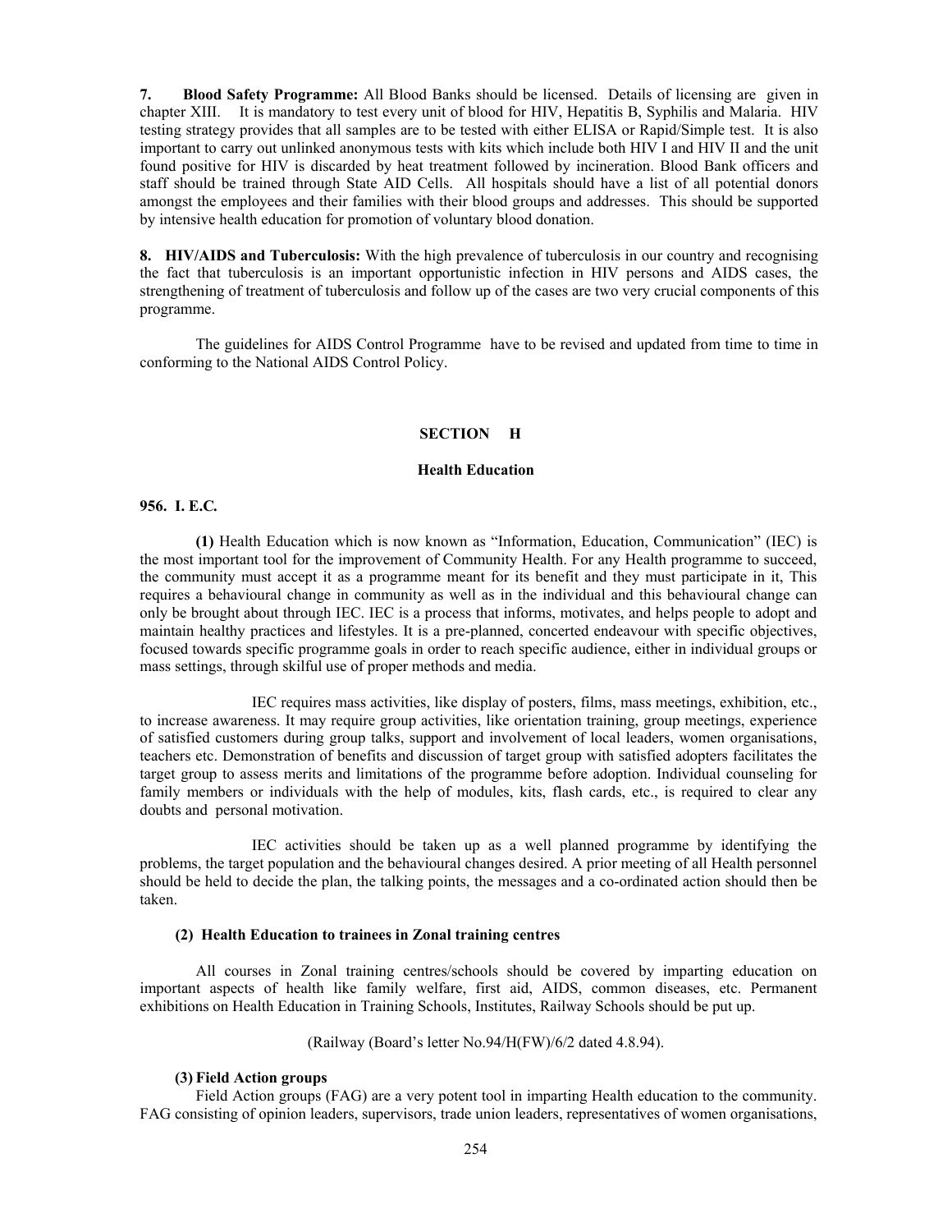**7. Blood Safety Programme:** All Blood Banks should be licensed. Details of licensing are given in chapter XIII. It is mandatory to test every unit of blood for HIV, Hepatitis B, Syphilis and Malaria. HIV testing strategy provides that all samples are to be tested with either ELISA or Rapid/Simple test. It is also important to carry out unlinked anonymous tests with kits which include both HIV I and HIV II and the unit found positive for HIV is discarded by heat treatment followed by incineration. Blood Bank officers and staff should be trained through State AID Cells. All hospitals should have a list of all potential donors amongst the employees and their families with their blood groups and addresses. This should be supported by intensive health education for promotion of voluntary blood donation.

**8. HIV/AIDS and Tuberculosis:** With the high prevalence of tuberculosis in our country and recognising the fact that tuberculosis is an important opportunistic infection in HIV persons and AIDS cases, the strengthening of treatment of tuberculosis and follow up of the cases are two very crucial components of this programme.

The guidelines for AIDS Control Programme have to be revised and updated from time to time in conforming to the National AIDS Control Policy.

## SECTION H

## Health Education

### 956. I. E.C.

**(1)** Health Education which is now known as "Information, Education, Communication" (IEC) is the most important tool for the improvement of Community Health. For any Health programme to succeed, the community must accept it as a programme meant for its benefit and they must participate in it, This requires a behavioural change in community as well as in the individual and this behavioural change can only be brought about through IEC. IEC is a process that informs, motivates, and helps people to adopt and maintain healthy practices and lifestyles. It is a pre-planned, concerted endeavour with specific objectives, focused towards specific programme goals in order to reach specific audience, either in individual groups or mass settings, through skilful use of proper methods and media.

IEC requires mass activities, like display of posters, films, mass meetings, exhibition, etc., to increase awareness. It may require group activities, like orientation training, group meetings, experience of satisfied customers during group talks, support and involvement of local leaders, women organisations, teachers etc. Demonstration of benefits and discussion of target group with satisfied adopters facilitates the target group to assess merits and limitations of the programme before adoption. Individual counseling for family members or individuals with the help of modules, kits, flash cards, etc., is required to clear any doubts and personal motivation.

IEC activities should be taken up as a well planned programme by identifying the problems, the target population and the behavioural changes desired. A prior meeting of all Health personnel should be held to decide the plan, the talking points, the messages and a co-ordinated action should then be taken.

**(2) Health Education to trainees in Zonal training centres**

All courses in Zonal training centres/schools should be covered by imparting education on important aspects of health like family welfare, first aid, AIDS, common diseases, etc. Permanent exhibitions on Health Education in Training Schools, Institutes, Railway Schools should be put up.

(Railway (Board's letter No.94/H(FW)/6/2 dated 4.8.94).

**(3) Field Action groups**

Field Action groups (FAG) are a very potent tool in imparting Health education to the community. FAG consisting of opinion leaders, supervisors, trade union leaders, representatives of women organisations,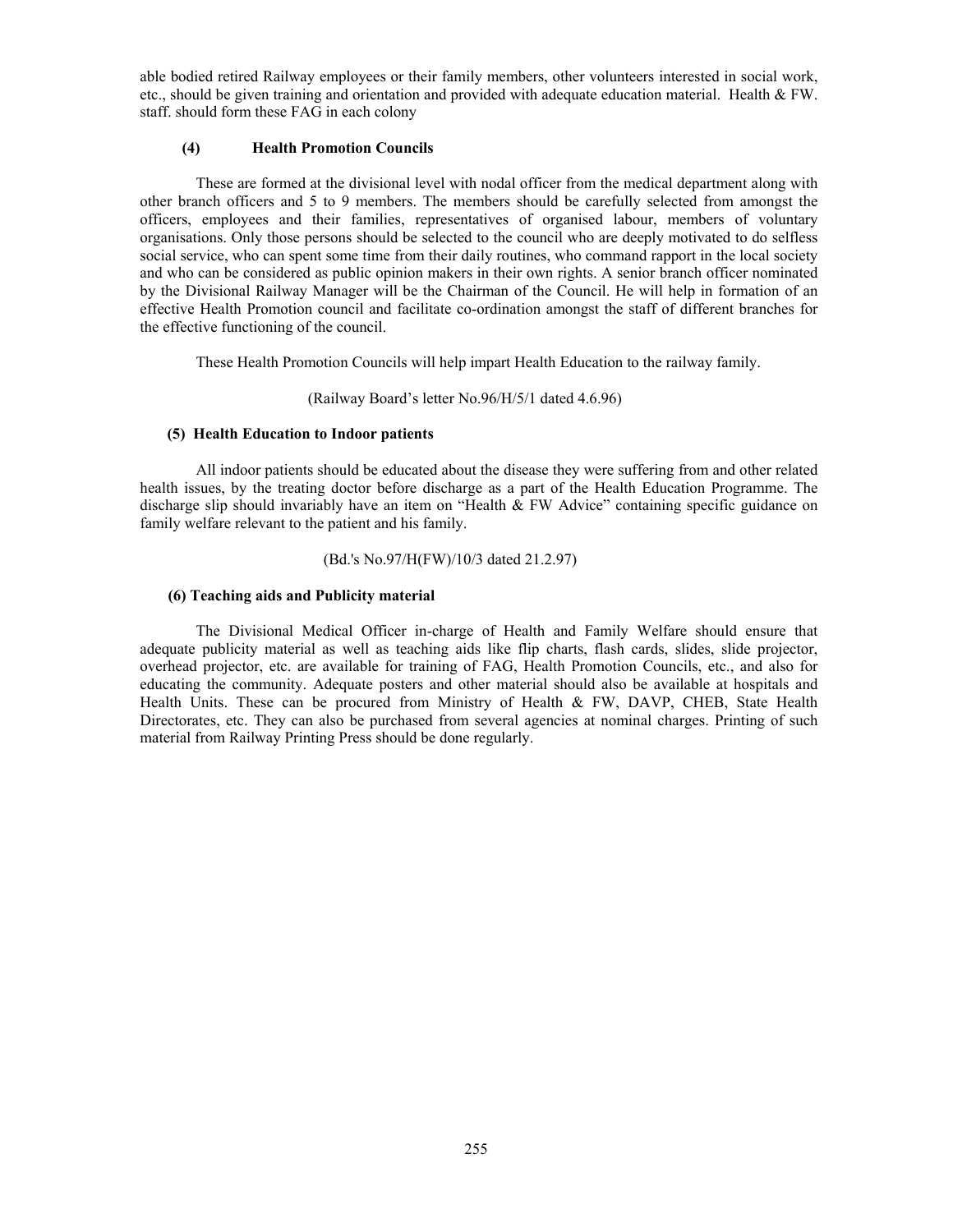able bodied retired Railway employees or their family members, other volunteers interested in social work, etc., should be given training and orientation and provided with adequate education material. Health & FW. staff. should form these FAG in each colony

### (4) Health Promotion Councils

These are formed at the divisional level with nodal officer from the medical department along with other branch officers and 5 to 9 members. The members should be carefully selected from amongst the officers, employees and their families, representatives of organised labour, members of voluntary organisations. Only those persons should be selected to the council who are deeply motivated to do selfless social service, who can spent some time from their daily routines, who command rapport in the local society and who can be considered as public opinion makers in their own rights. A senior branch officer nominated by the Divisional Railway Manager will be the Chairman of the Council. He will help in formation of an effective Health Promotion council and facilitate co-ordination amongst the staff of different branches for the effective functioning of the council.

These Health Promotion Councils will help impart Health Education to the railway family.

(Railway Board's letter No.96/H/5/1 dated 4.6.96)

### (5) Health Education to Indoor patients

All indoor patients should be educated about the disease they were suffering from and other related health issues, by the treating doctor before discharge as a part of the Health Education Programme. The discharge slip should invariably have an item on "Health & FW Advice" containing specific guidance on family welfare relevant to the patient and his family.

(Bd.'s No.97/H(FW)/10/3 dated 21.2.97)

### (6) Teaching aids and Publicity material

The Divisional Medical Officer in-charge of Health and Family Welfare should ensure that adequate publicity material as well as teaching aids like flip charts, flash cards, slides, slide projector, overhead projector, etc. are available for training of FAG, Health Promotion Councils, etc., and also for educating the community. Adequate posters and other material should also be available at hospitals and Health Units. These can be procured from Ministry of Health & FW, DAVP, CHEB, State Health Directorates, etc. They can also be purchased from several agencies at nominal charges. Printing of such material from Railway Printing Press should be done regularly.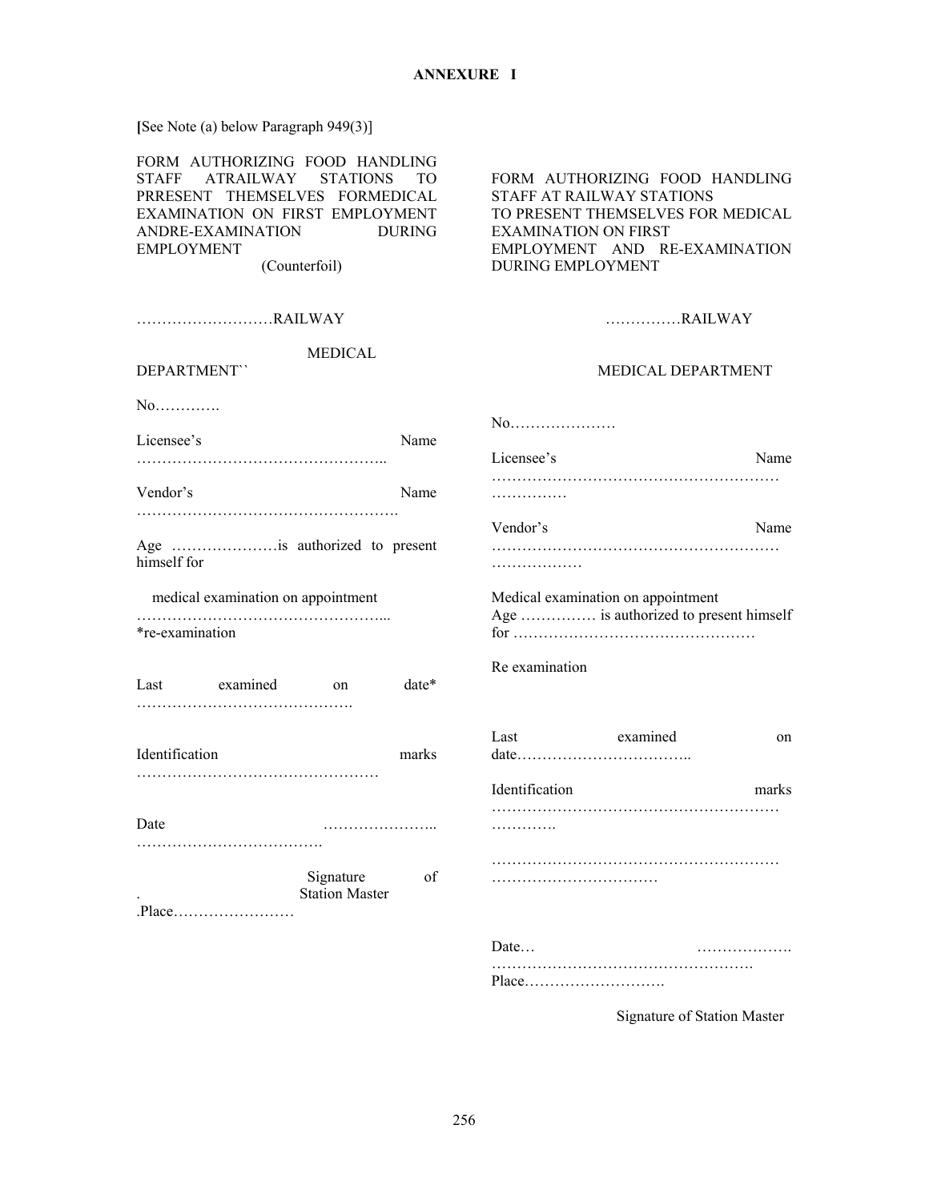**ANNEXURE I**

**[**See Note (a) below Paragraph 949(3)]

FORM AUTHORIZING FOOD HANDLING STAFF ATRAILWAY STATIONS TO PRRESENT THEMSELVES FORMEDICAL EXAMINATION ON FIRST EMPLOYMENT ANDRE-EXAMINATION DURING EMPLOYMENT

(Counterfoil)

………………………RAILWAY

MEDICAL DEPARTMENT``

No………….

Licensee's Name …………………………………………..

Vendor's Name …………………………………………….

Age …………………is authorized to present himself for

medical examination on appointment

…………………………………………...
*re-examination

Last examined on date* …………………………………….

Identification marks …………………………………………

Date ………………….. ……………………………….

Signature of Station Master

.
.Place……………………

---

FORM AUTHORIZING FOOD HANDLING STAFF AT RAILWAY STATIONS TO PRESENT THEMSELVES FOR MEDICAL EXAMINATION ON FIRST EMPLOYMENT AND RE-EXAMINATION DURING EMPLOYMENT

……………RAILWAY

MEDICAL DEPARTMENT

No…………………

Licensee's Name ………………………………………………… ……………

Vendor's Name ………………………………………………… ………………

Medical examination on appointment
Age …………… is authorized to present himself for …………………………………………

Re examination

Last examined on date……………………………..

Identification marks ………………………………………………… ………….

………………………………………………… ……………………………

Date… ………………. …………………………………………….
Place……………………….

Signature of Station Master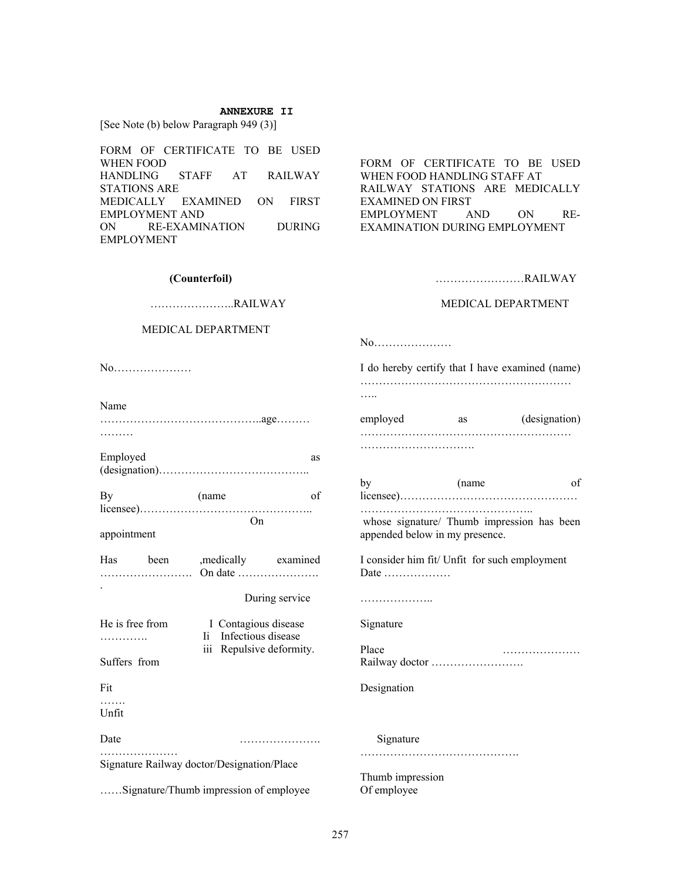**ANNEXURE II**

[See Note (b) below Paragraph 949 (3)]

FORM OF CERTIFICATE TO BE USED WHEN FOOD HANDLING STAFF AT RAILWAY STATIONS ARE MEDICALLY EXAMINED ON FIRST EMPLOYMENT AND ON RE-EXAMINATION DURING EMPLOYMENT

**(Counterfoil)**

……………………..RAILWAY

MEDICAL DEPARTMENT

No…………………

Name ……………………………………..age……… ………

Employed as (designation)…………………………………..

By (name of licensee)………………………………………..

On appointment

Has been ,medically examined ……………………. On date …………………. .

During service

He is free from ………….

- I Contagious disease
- Ii Infectious disease
- iii Repulsive deformity.

Suffers from

Fit
…….
Unfit

Date ………………………………………

Signature Railway doctor/Designation/Place

……Signature/Thumb impression of employee

---

FORM OF CERTIFICATE TO BE USED WHEN FOOD HANDLING STAFF AT RAILWAY STATIONS ARE MEDICALLY EXAMINED ON FIRST EMPLOYMENT AND ON RE-EXAMINATION DURING EMPLOYMENT

……………………RAILWAY

MEDICAL DEPARTMENT

No…………………

I do hereby certify that I have examined (name) ………………………………………………… …..

employed as (designation) ………………………………………………… ………………………….

by (name of licensee)………………………………………… ……………………………………..

whose signature/ Thumb impression has been appended below in my presence.

I consider him fit/ Unfit for such employment

Date ………………

………………..

Signature

Place …………………

Railway doctor …………………….

Designation

Signature …………………………………….

Thumb impression
Of employee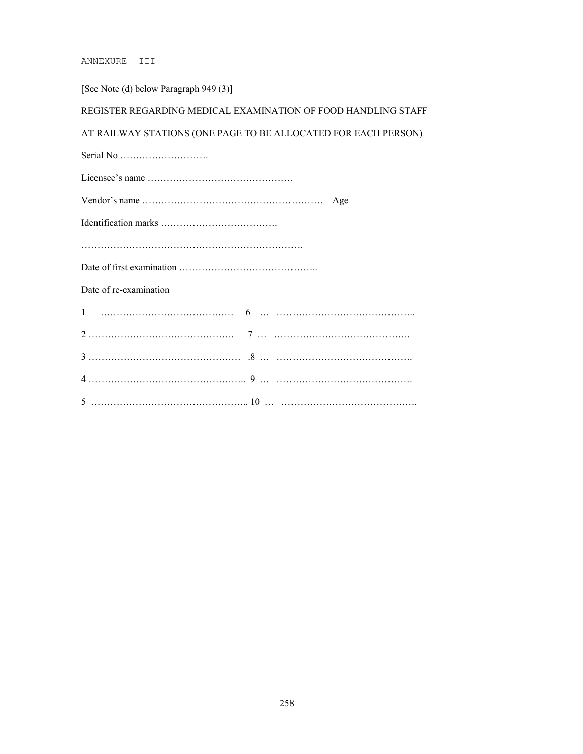ANNEXURE III

[See Note (d) below Paragraph 949 (3)]

REGISTER REGARDING MEDICAL EXAMINATION OF FOOD HANDLING STAFF AT RAILWAY STATIONS (ONE PAGE TO BE ALLOCATED FOR EACH PERSON)

Serial No ……………………….

Licensee's name ……………………………………….

Vendor's name ………………………………………………… Age

Identification marks ……………………………….

…………………………………………………………….

Date of first examination …………………………………..

Date of re-examination

1 …………………………………… 6 … ……………………………………..

2 ………………………………………. 7 … …………………………………….

3 ………………………………………… .8 … …………………………………….

4 ………………………………………….. 9 … …………………………………….

5 ………………………………………….. 10 … …………………………………….